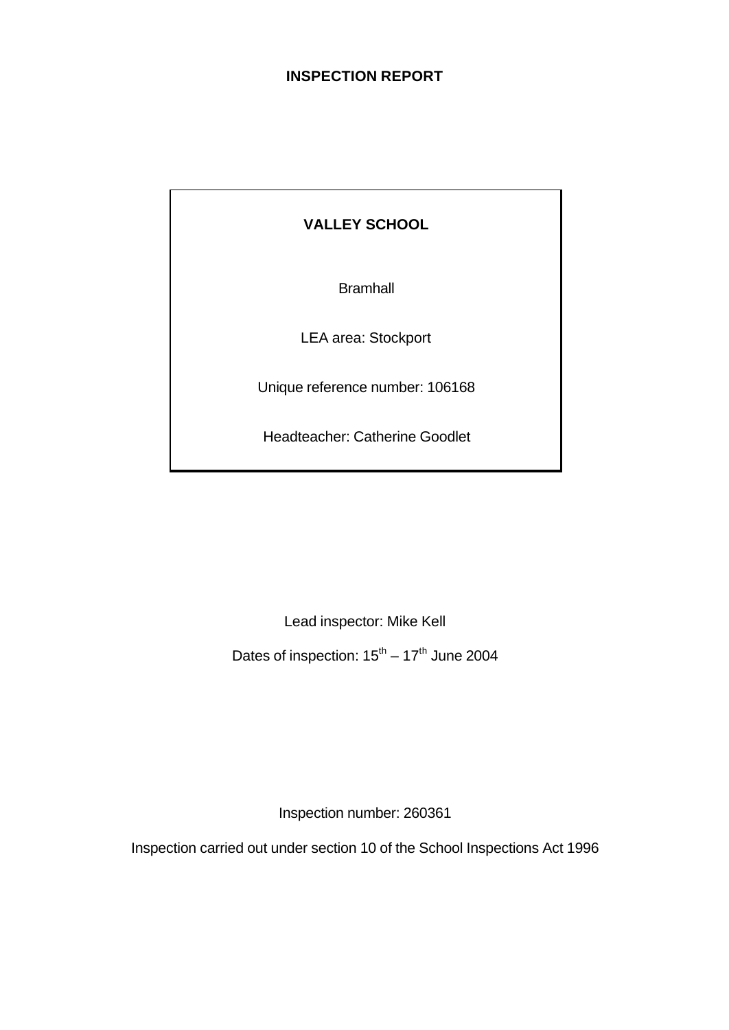# INSPECTION REPORT

## VALLEY SCHOOL

Bramhall

LEA area: Stockport

Unique reference number: 106168

Headteacher: Catherine Goodlet

Lead inspector: Mike Kell

Dates of inspection: 15th – 17th June 2004

Inspection number: 260361

Inspection carried out under section 10 of the School Inspections Act 1996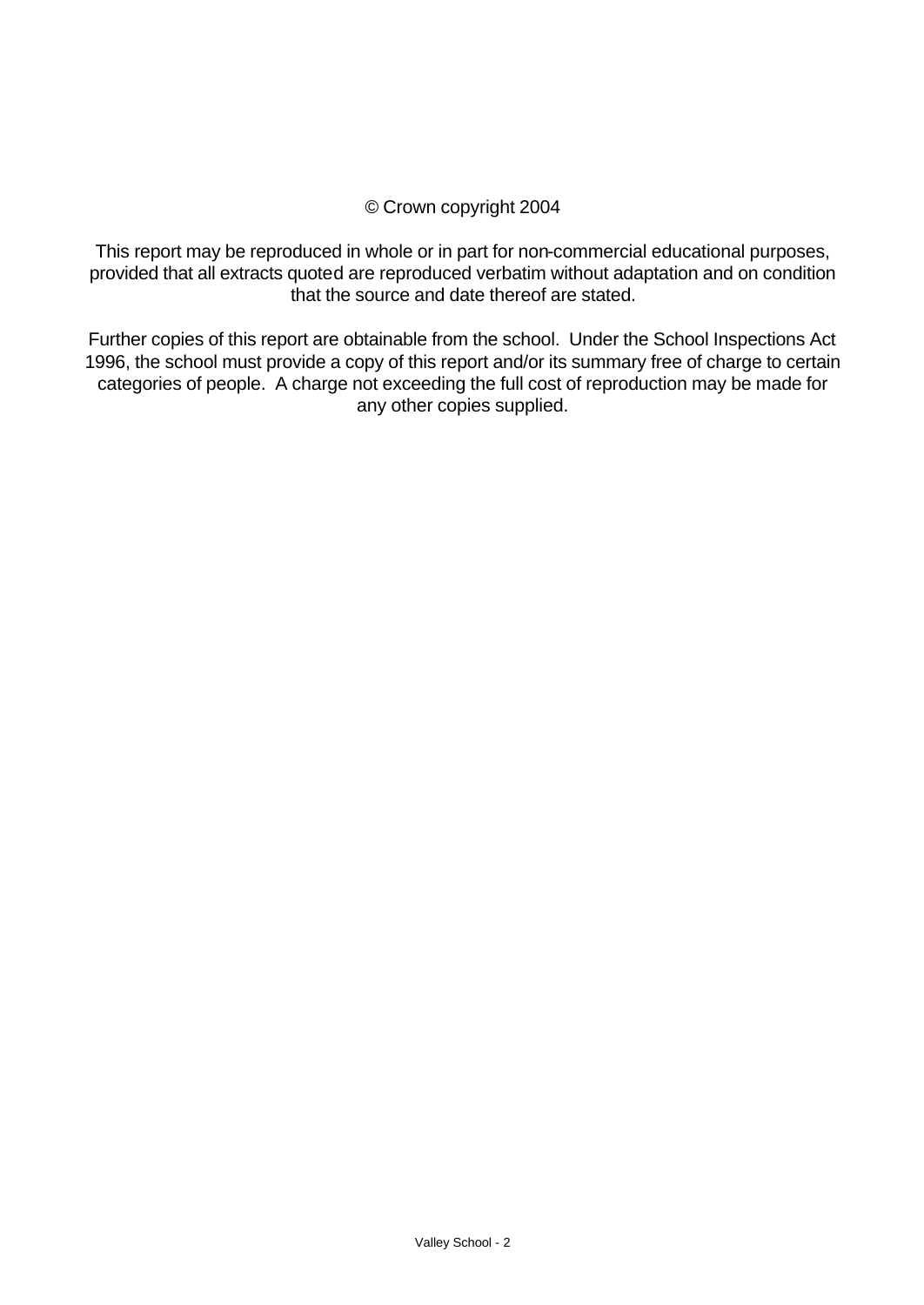© Crown copyright 2004

This report may be reproduced in whole or in part for non-commercial educational purposes, provided that all extracts quoted are reproduced verbatim without adaptation and on condition that the source and date thereof are stated.

Further copies of this report are obtainable from the school. Under the School Inspections Act 1996, the school must provide a copy of this report and/or its summary free of charge to certain categories of people. A charge not exceeding the full cost of reproduction may be made for any other copies supplied.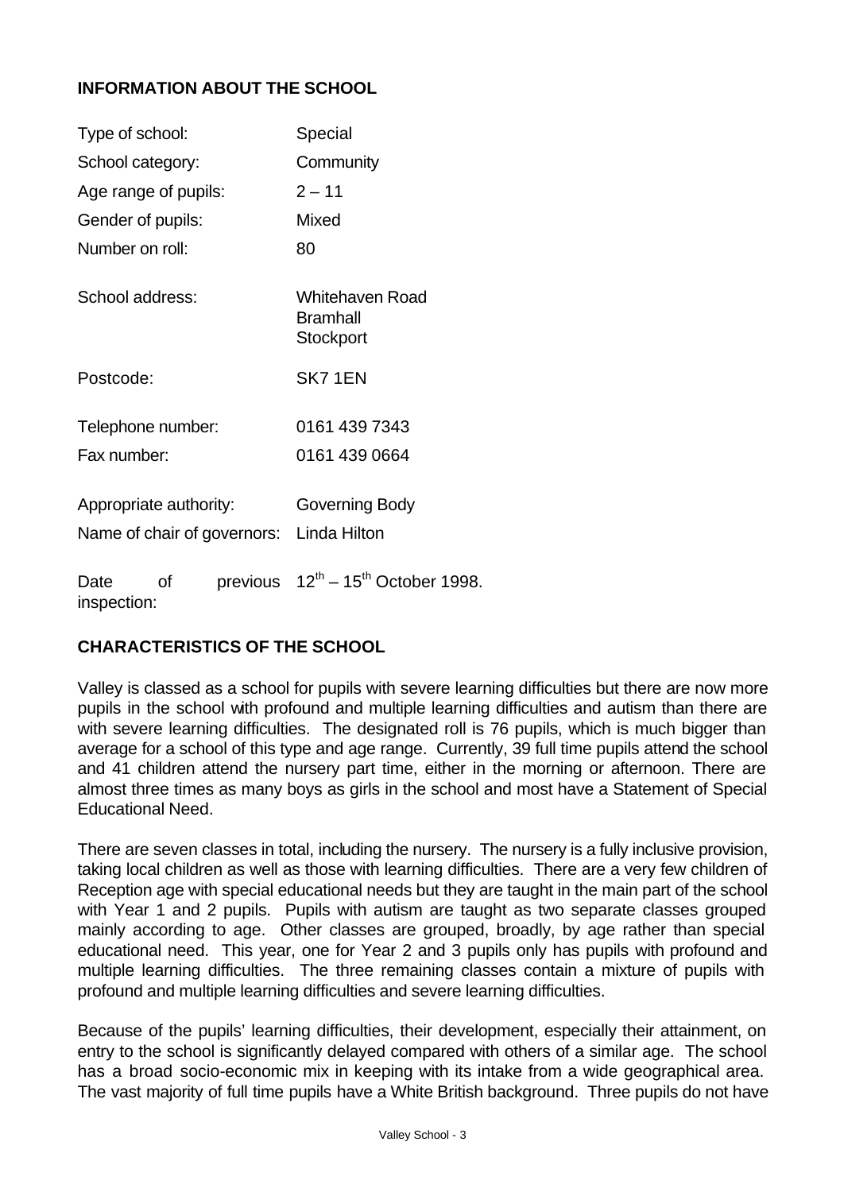## INFORMATION ABOUT THE SCHOOL

| | |
|---|---|
| Type of school: | Special |
| School category: | Community |
| Age range of pupils: | 2 – 11 |
| Gender of pupils: | Mixed |
| Number on roll: | 80 |
| School address: | Whitehaven Road<br>Bramhall<br>Stockport |
| Postcode: | SK7 1EN |
| Telephone number: | 0161 439 7343 |
| Fax number: | 0161 439 0664 |
| Appropriate authority: | Governing Body |
| Name of chair of governors: | Linda Hilton |
| Date of previous inspection: | 12th – 15th October 1998. |

## CHARACTERISTICS OF THE SCHOOL

Valley is classed as a school for pupils with severe learning difficulties but there are now more pupils in the school with profound and multiple learning difficulties and autism than there are with severe learning difficulties. The designated roll is 76 pupils, which is much bigger than average for a school of this type and age range. Currently, 39 full time pupils attend the school and 41 children attend the nursery part time, either in the morning or afternoon. There are almost three times as many boys as girls in the school and most have a Statement of Special Educational Need.

There are seven classes in total, including the nursery. The nursery is a fully inclusive provision, taking local children as well as those with learning difficulties. There are a very few children of Reception age with special educational needs but they are taught in the main part of the school with Year 1 and 2 pupils. Pupils with autism are taught as two separate classes grouped mainly according to age. Other classes are grouped, broadly, by age rather than special educational need. This year, one for Year 2 and 3 pupils only has pupils with profound and multiple learning difficulties. The three remaining classes contain a mixture of pupils with profound and multiple learning difficulties and severe learning difficulties.

Because of the pupils' learning difficulties, their development, especially their attainment, on entry to the school is significantly delayed compared with others of a similar age. The school has a broad socio-economic mix in keeping with its intake from a wide geographical area. The vast majority of full time pupils have a White British background. Three pupils do not have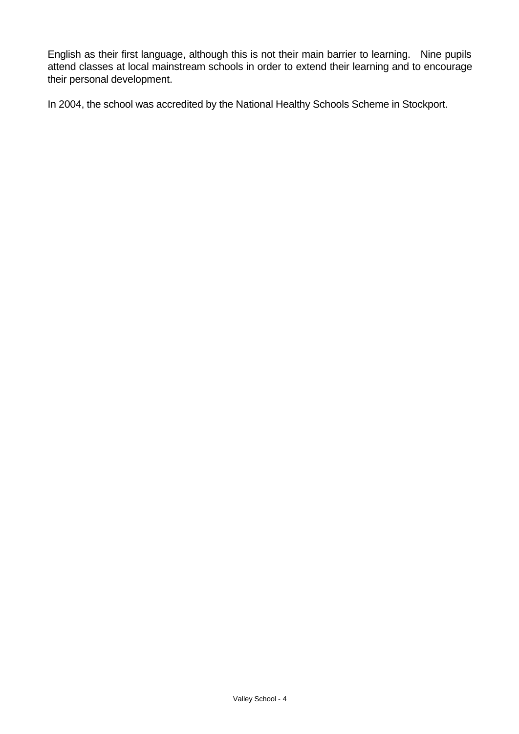English as their first language, although this is not their main barrier to learning. Nine pupils attend classes at local mainstream schools in order to extend their learning and to encourage their personal development.

In 2004, the school was accredited by the National Healthy Schools Scheme in Stockport.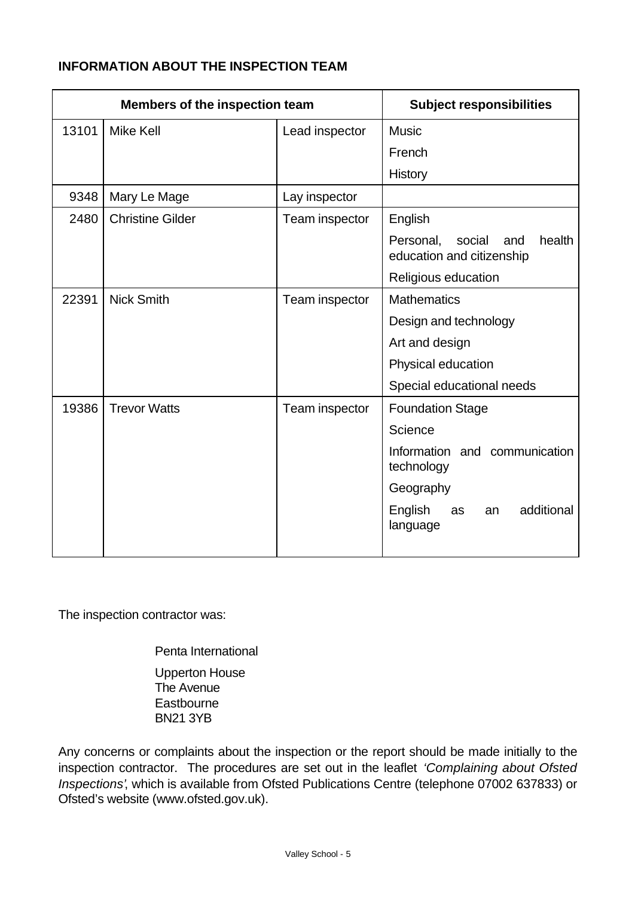**INFORMATION ABOUT THE INSPECTION TEAM**

| Members of the inspection team | | | Subject responsibilities |
|---|---|---|---|
| 13101 | Mike Kell | Lead inspector | Music |
| | | | French |
| | | | History |
| 9348 | Mary Le Mage | Lay inspector | |
| 2480 | Christine Gilder | Team inspector | English |
| | | | Personal, social and health education and citizenship |
| | | | Religious education |
| 22391 | Nick Smith | Team inspector | Mathematics |
| | | | Design and technology |
| | | | Art and design |
| | | | Physical education |
| | | | Special educational needs |
| 19386 | Trevor Watts | Team inspector | Foundation Stage |
| | | | Science |
| | | | Information and communication technology |
| | | | Geography |
| | | | English as an additional language |

The inspection contractor was:

Penta International

Upperton House
The Avenue
Eastbourne
BN21 3YB

Any concerns or complaints about the inspection or the report should be made initially to the inspection contractor. The procedures are set out in the leaflet *'Complaining about Ofsted Inspections'*, which is available from Ofsted Publications Centre (telephone 07002 637833) or Ofsted's website (www.ofsted.gov.uk).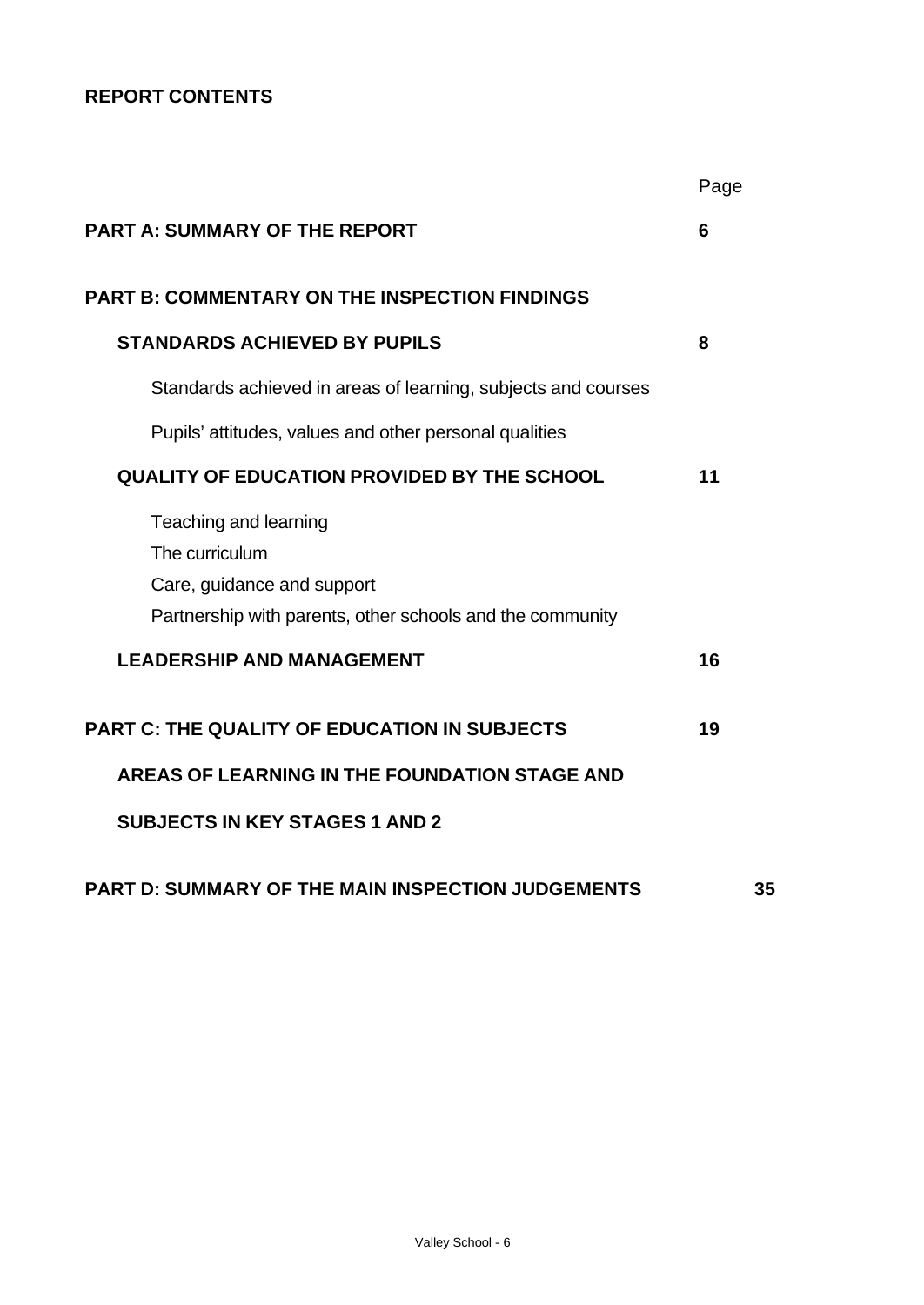**REPORT CONTENTS**

| | Page |
|---|---|
| **PART A: SUMMARY OF THE REPORT** | **6** |
| **PART B: COMMENTARY ON THE INSPECTION FINDINGS** | |
| **STANDARDS ACHIEVED BY PUPILS** | **8** |
| Standards achieved in areas of learning, subjects and courses | |
| Pupils' attitudes, values and other personal qualities | |
| **QUALITY OF EDUCATION PROVIDED BY THE SCHOOL** | **11** |
| Teaching and learning | |
| The curriculum | |
| Care, guidance and support | |
| Partnership with parents, other schools and the community | |
| **LEADERSHIP AND MANAGEMENT** | **16** |
| **PART C: THE QUALITY OF EDUCATION IN SUBJECTS** | **19** |
| **AREAS OF LEARNING IN THE FOUNDATION STAGE AND SUBJECTS IN KEY STAGES 1 AND 2** | |
| **PART D: SUMMARY OF THE MAIN INSPECTION JUDGEMENTS** | **35** |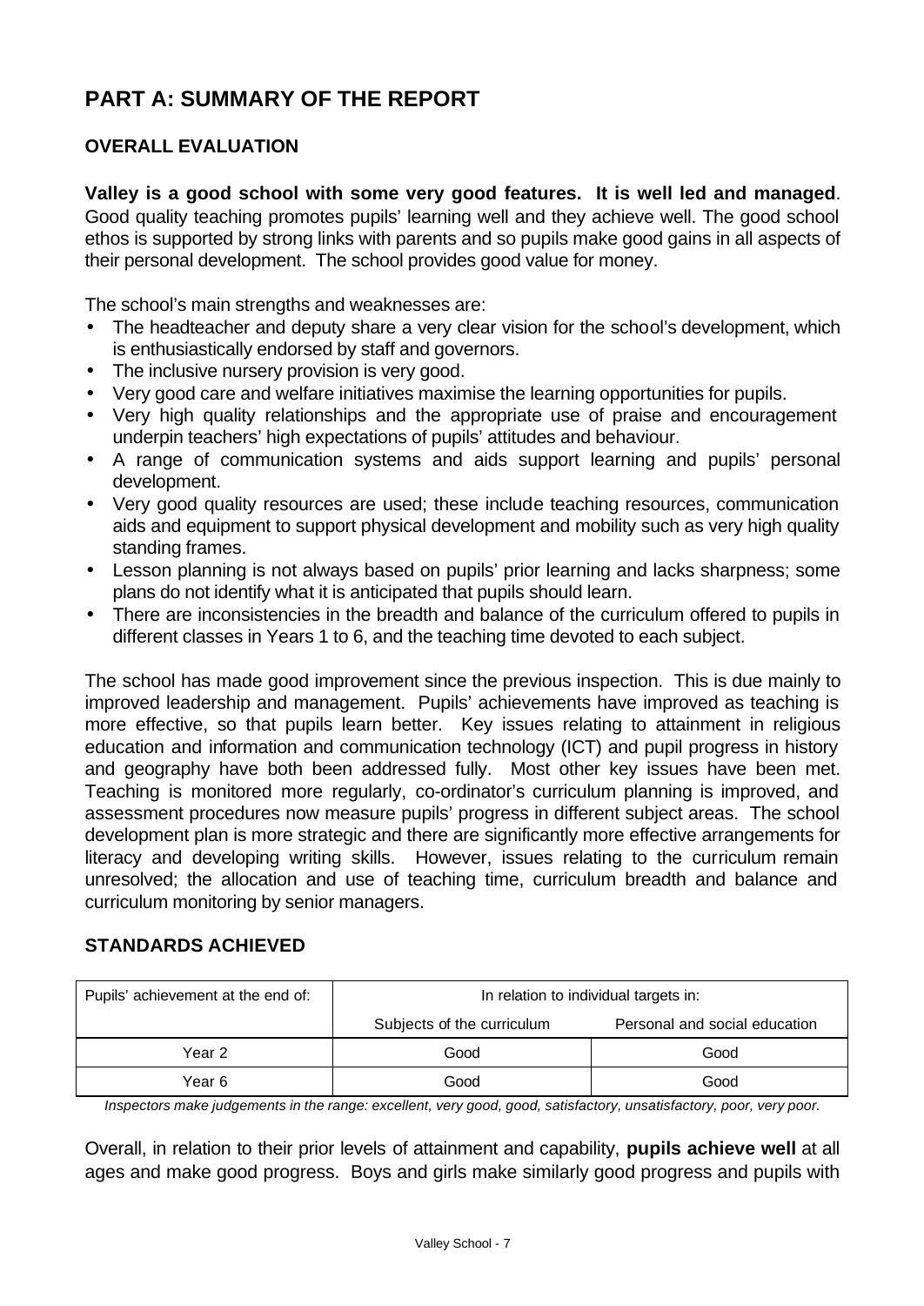# PART A: SUMMARY OF THE REPORT

## OVERALL EVALUATION

**Valley is a good school with some very good features. It is well led and managed**. Good quality teaching promotes pupils' learning well and they achieve well. The good school ethos is supported by strong links with parents and so pupils make good gains in all aspects of their personal development. The school provides good value for money.

The school's main strengths and weaknesses are:

- The headteacher and deputy share a very clear vision for the school's development, which is enthusiastically endorsed by staff and governors.
- The inclusive nursery provision is very good.
- Very good care and welfare initiatives maximise the learning opportunities for pupils.
- Very high quality relationships and the appropriate use of praise and encouragement underpin teachers' high expectations of pupils' attitudes and behaviour.
- A range of communication systems and aids support learning and pupils' personal development.
- Very good quality resources are used; these include teaching resources, communication aids and equipment to support physical development and mobility such as very high quality standing frames.
- Lesson planning is not always based on pupils' prior learning and lacks sharpness; some plans do not identify what it is anticipated that pupils should learn.
- There are inconsistencies in the breadth and balance of the curriculum offered to pupils in different classes in Years 1 to 6, and the teaching time devoted to each subject.

The school has made good improvement since the previous inspection. This is due mainly to improved leadership and management. Pupils' achievements have improved as teaching is more effective, so that pupils learn better. Key issues relating to attainment in religious education and information and communication technology (ICT) and pupil progress in history and geography have both been addressed fully. Most other key issues have been met. Teaching is monitored more regularly, co-ordinator's curriculum planning is improved, and assessment procedures now measure pupils' progress in different subject areas. The school development plan is more strategic and there are significantly more effective arrangements for literacy and developing writing skills. However, issues relating to the curriculum remain unresolved; the allocation and use of teaching time, curriculum breadth and balance and curriculum monitoring by senior managers.

## STANDARDS ACHIEVED

| Pupils' achievement at the end of: | In relation to individual targets in: | |
|---|---|---|
| | Subjects of the curriculum | Personal and social education |
| Year 2 | Good | Good |
| Year 6 | Good | Good |

*Inspectors make judgements in the range: excellent, very good, good, satisfactory, unsatisfactory, poor, very poor.*

Overall, in relation to their prior levels of attainment and capability, **pupils achieve well** at all ages and make good progress. Boys and girls make similarly good progress and pupils with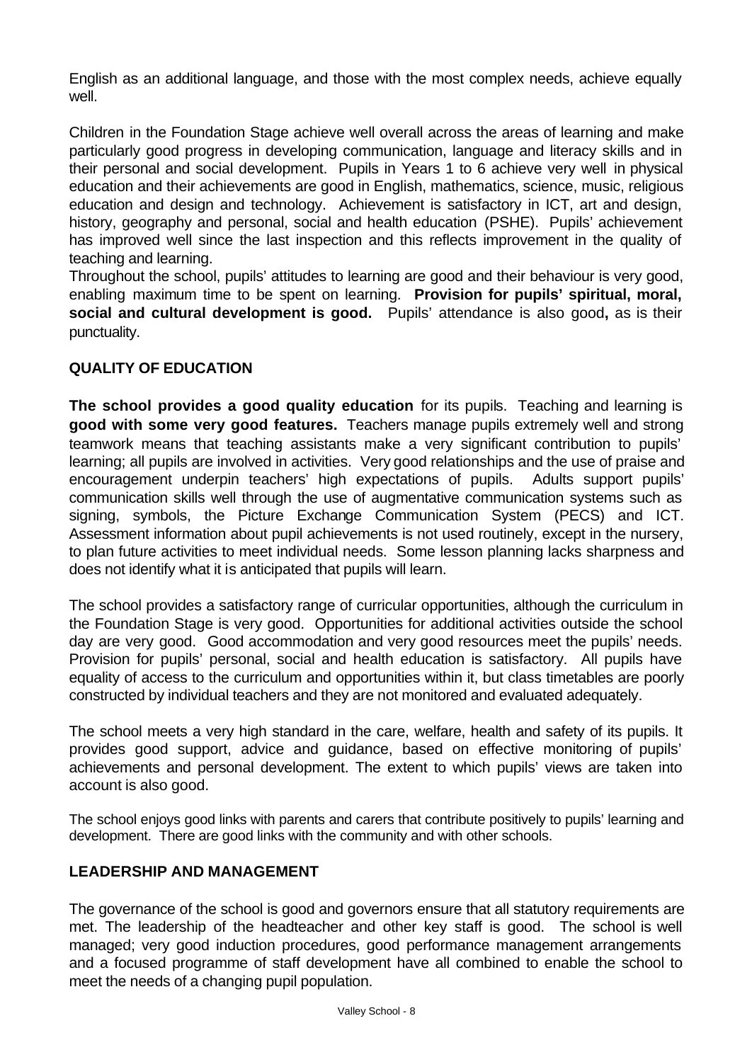English as an additional language, and those with the most complex needs, achieve equally well.

Children in the Foundation Stage achieve well overall across the areas of learning and make particularly good progress in developing communication, language and literacy skills and in their personal and social development. Pupils in Years 1 to 6 achieve very well in physical education and their achievements are good in English, mathematics, science, music, religious education and design and technology. Achievement is satisfactory in ICT, art and design, history, geography and personal, social and health education (PSHE). Pupils' achievement has improved well since the last inspection and this reflects improvement in the quality of teaching and learning.

Throughout the school, pupils' attitudes to learning are good and their behaviour is very good, enabling maximum time to be spent on learning. **Provision for pupils' spiritual, moral, social and cultural development is good.** Pupils' attendance is also good**,** as is their punctuality.

## QUALITY OF EDUCATION

**The school provides a good quality education** for its pupils. Teaching and learning is **good with some very good features.** Teachers manage pupils extremely well and strong teamwork means that teaching assistants make a very significant contribution to pupils' learning; all pupils are involved in activities. Very good relationships and the use of praise and encouragement underpin teachers' high expectations of pupils. Adults support pupils' communication skills well through the use of augmentative communication systems such as signing, symbols, the Picture Exchange Communication System (PECS) and ICT. Assessment information about pupil achievements is not used routinely, except in the nursery, to plan future activities to meet individual needs. Some lesson planning lacks sharpness and does not identify what it is anticipated that pupils will learn.

The school provides a satisfactory range of curricular opportunities, although the curriculum in the Foundation Stage is very good. Opportunities for additional activities outside the school day are very good. Good accommodation and very good resources meet the pupils' needs. Provision for pupils' personal, social and health education is satisfactory. All pupils have equality of access to the curriculum and opportunities within it, but class timetables are poorly constructed by individual teachers and they are not monitored and evaluated adequately.

The school meets a very high standard in the care, welfare, health and safety of its pupils. It provides good support, advice and guidance, based on effective monitoring of pupils' achievements and personal development. The extent to which pupils' views are taken into account is also good.

The school enjoys good links with parents and carers that contribute positively to pupils' learning and development. There are good links with the community and with other schools.

## LEADERSHIP AND MANAGEMENT

The governance of the school is good and governors ensure that all statutory requirements are met. The leadership of the headteacher and other key staff is good. The school is well managed; very good induction procedures, good performance management arrangements and a focused programme of staff development have all combined to enable the school to meet the needs of a changing pupil population.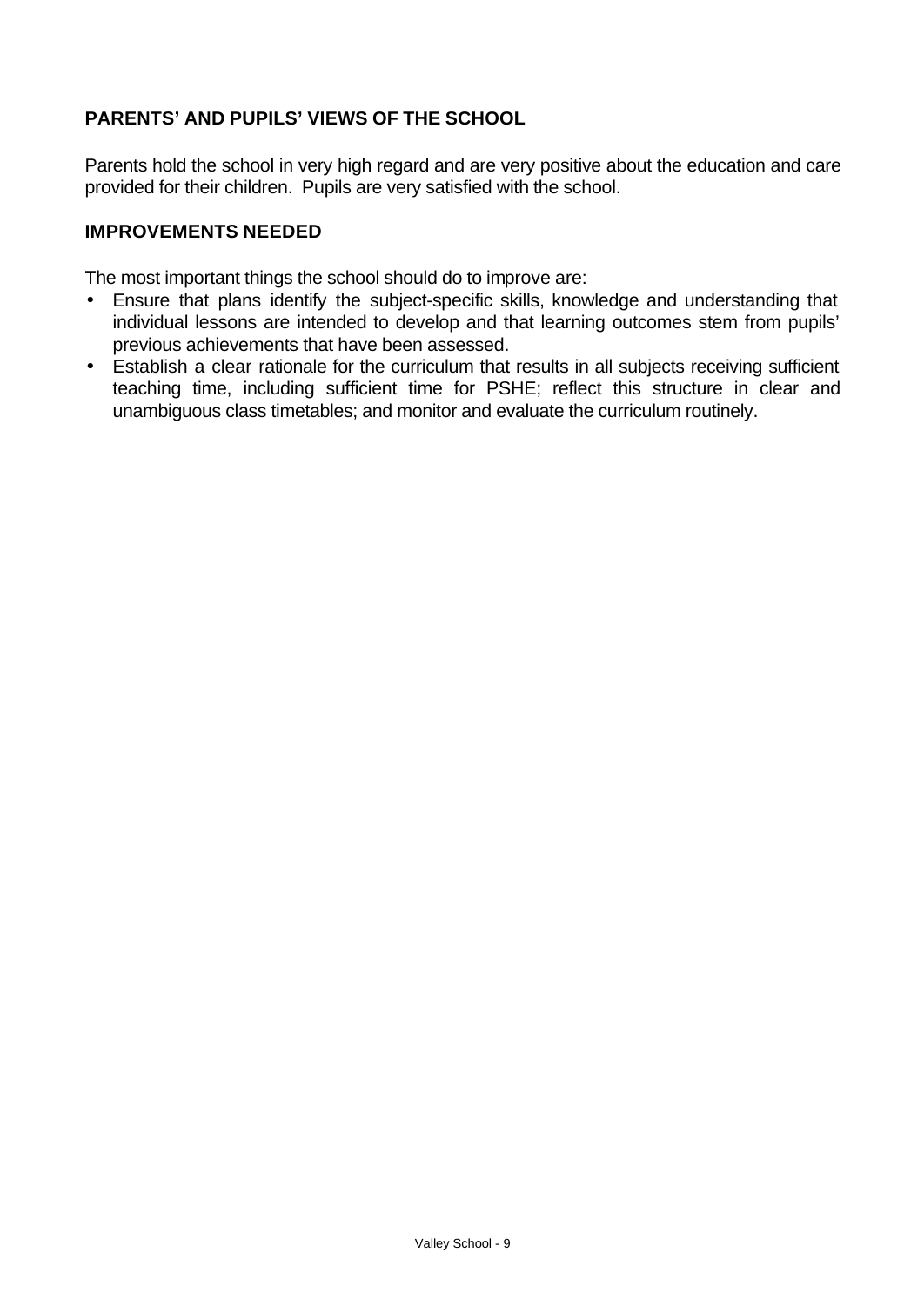## PARENTS' AND PUPILS' VIEWS OF THE SCHOOL

Parents hold the school in very high regard and are very positive about the education and care provided for their children. Pupils are very satisfied with the school.

## IMPROVEMENTS NEEDED

The most important things the school should do to improve are:

- Ensure that plans identify the subject-specific skills, knowledge and understanding that individual lessons are intended to develop and that learning outcomes stem from pupils' previous achievements that have been assessed.
- Establish a clear rationale for the curriculum that results in all subjects receiving sufficient teaching time, including sufficient time for PSHE; reflect this structure in clear and unambiguous class timetables; and monitor and evaluate the curriculum routinely.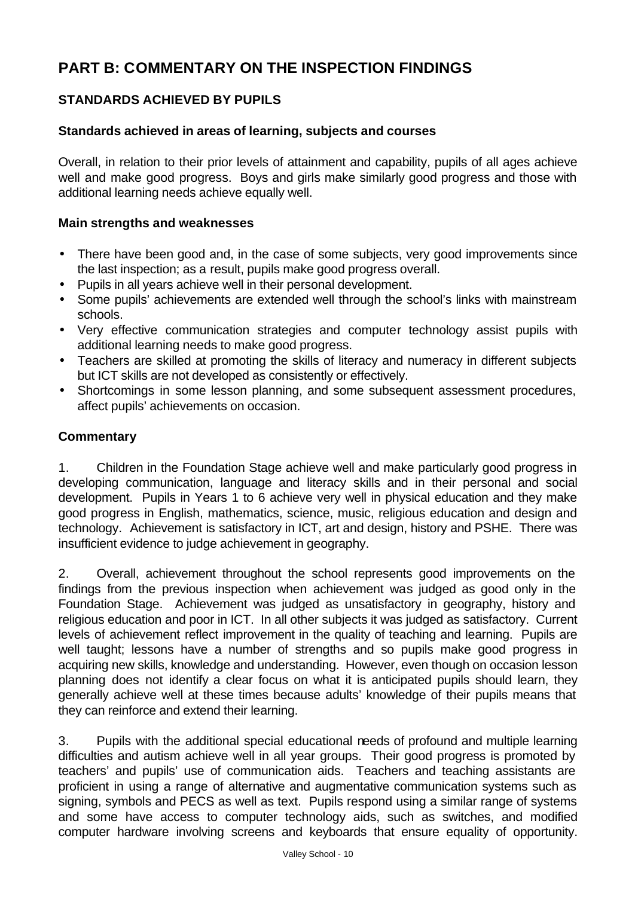# PART B: COMMENTARY ON THE INSPECTION FINDINGS

## STANDARDS ACHIEVED BY PUPILS

### Standards achieved in areas of learning, subjects and courses

Overall, in relation to their prior levels of attainment and capability, pupils of all ages achieve well and make good progress. Boys and girls make similarly good progress and those with additional learning needs achieve equally well.

### Main strengths and weaknesses

- There have been good and, in the case of some subjects, very good improvements since the last inspection; as a result, pupils make good progress overall.
- Pupils in all years achieve well in their personal development.
- Some pupils' achievements are extended well through the school's links with mainstream schools.
- Very effective communication strategies and computer technology assist pupils with additional learning needs to make good progress.
- Teachers are skilled at promoting the skills of literacy and numeracy in different subjects but ICT skills are not developed as consistently or effectively.
- Shortcomings in some lesson planning, and some subsequent assessment procedures, affect pupils' achievements on occasion.

### Commentary

1. Children in the Foundation Stage achieve well and make particularly good progress in developing communication, language and literacy skills and in their personal and social development. Pupils in Years 1 to 6 achieve very well in physical education and they make good progress in English, mathematics, science, music, religious education and design and technology. Achievement is satisfactory in ICT, art and design, history and PSHE. There was insufficient evidence to judge achievement in geography.

2. Overall, achievement throughout the school represents good improvements on the findings from the previous inspection when achievement was judged as good only in the Foundation Stage. Achievement was judged as unsatisfactory in geography, history and religious education and poor in ICT. In all other subjects it was judged as satisfactory. Current levels of achievement reflect improvement in the quality of teaching and learning. Pupils are well taught; lessons have a number of strengths and so pupils make good progress in acquiring new skills, knowledge and understanding. However, even though on occasion lesson planning does not identify a clear focus on what it is anticipated pupils should learn, they generally achieve well at these times because adults' knowledge of their pupils means that they can reinforce and extend their learning.

3. Pupils with the additional special educational needs of profound and multiple learning difficulties and autism achieve well in all year groups. Their good progress is promoted by teachers' and pupils' use of communication aids. Teachers and teaching assistants are proficient in using a range of alternative and augmentative communication systems such as signing, symbols and PECS as well as text. Pupils respond using a similar range of systems and some have access to computer technology aids, such as switches, and modified computer hardware involving screens and keyboards that ensure equality of opportunity.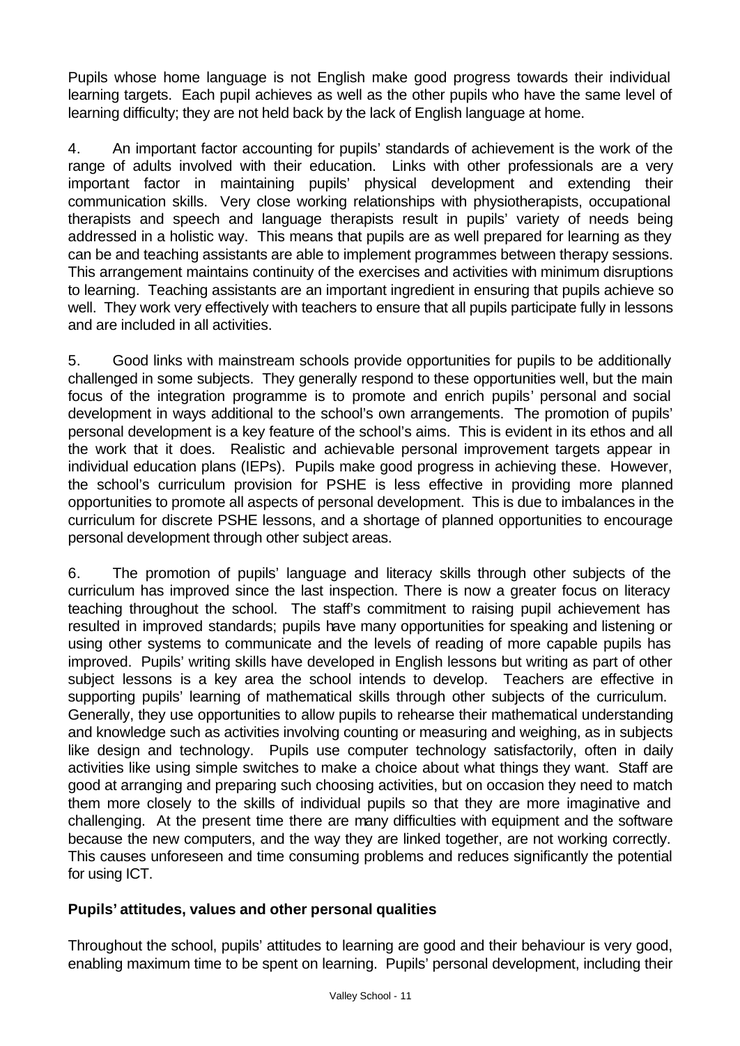Pupils whose home language is not English make good progress towards their individual learning targets. Each pupil achieves as well as the other pupils who have the same level of learning difficulty; they are not held back by the lack of English language at home.

4. An important factor accounting for pupils' standards of achievement is the work of the range of adults involved with their education. Links with other professionals are a very important factor in maintaining pupils' physical development and extending their communication skills. Very close working relationships with physiotherapists, occupational therapists and speech and language therapists result in pupils' variety of needs being addressed in a holistic way. This means that pupils are as well prepared for learning as they can be and teaching assistants are able to implement programmes between therapy sessions. This arrangement maintains continuity of the exercises and activities with minimum disruptions to learning. Teaching assistants are an important ingredient in ensuring that pupils achieve so well. They work very effectively with teachers to ensure that all pupils participate fully in lessons and are included in all activities.

5. Good links with mainstream schools provide opportunities for pupils to be additionally challenged in some subjects. They generally respond to these opportunities well, but the main focus of the integration programme is to promote and enrich pupils' personal and social development in ways additional to the school's own arrangements. The promotion of pupils' personal development is a key feature of the school's aims. This is evident in its ethos and all the work that it does. Realistic and achievable personal improvement targets appear in individual education plans (IEPs). Pupils make good progress in achieving these. However, the school's curriculum provision for PSHE is less effective in providing more planned opportunities to promote all aspects of personal development. This is due to imbalances in the curriculum for discrete PSHE lessons, and a shortage of planned opportunities to encourage personal development through other subject areas.

6. The promotion of pupils' language and literacy skills through other subjects of the curriculum has improved since the last inspection. There is now a greater focus on literacy teaching throughout the school. The staff's commitment to raising pupil achievement has resulted in improved standards; pupils have many opportunities for speaking and listening or using other systems to communicate and the levels of reading of more capable pupils has improved. Pupils' writing skills have developed in English lessons but writing as part of other subject lessons is a key area the school intends to develop. Teachers are effective in supporting pupils' learning of mathematical skills through other subjects of the curriculum. Generally, they use opportunities to allow pupils to rehearse their mathematical understanding and knowledge such as activities involving counting or measuring and weighing, as in subjects like design and technology. Pupils use computer technology satisfactorily, often in daily activities like using simple switches to make a choice about what things they want. Staff are good at arranging and preparing such choosing activities, but on occasion they need to match them more closely to the skills of individual pupils so that they are more imaginative and challenging. At the present time there are many difficulties with equipment and the software because the new computers, and the way they are linked together, are not working correctly. This causes unforeseen and time consuming problems and reduces significantly the potential for using ICT.

## Pupils' attitudes, values and other personal qualities

Throughout the school, pupils' attitudes to learning are good and their behaviour is very good, enabling maximum time to be spent on learning. Pupils' personal development, including their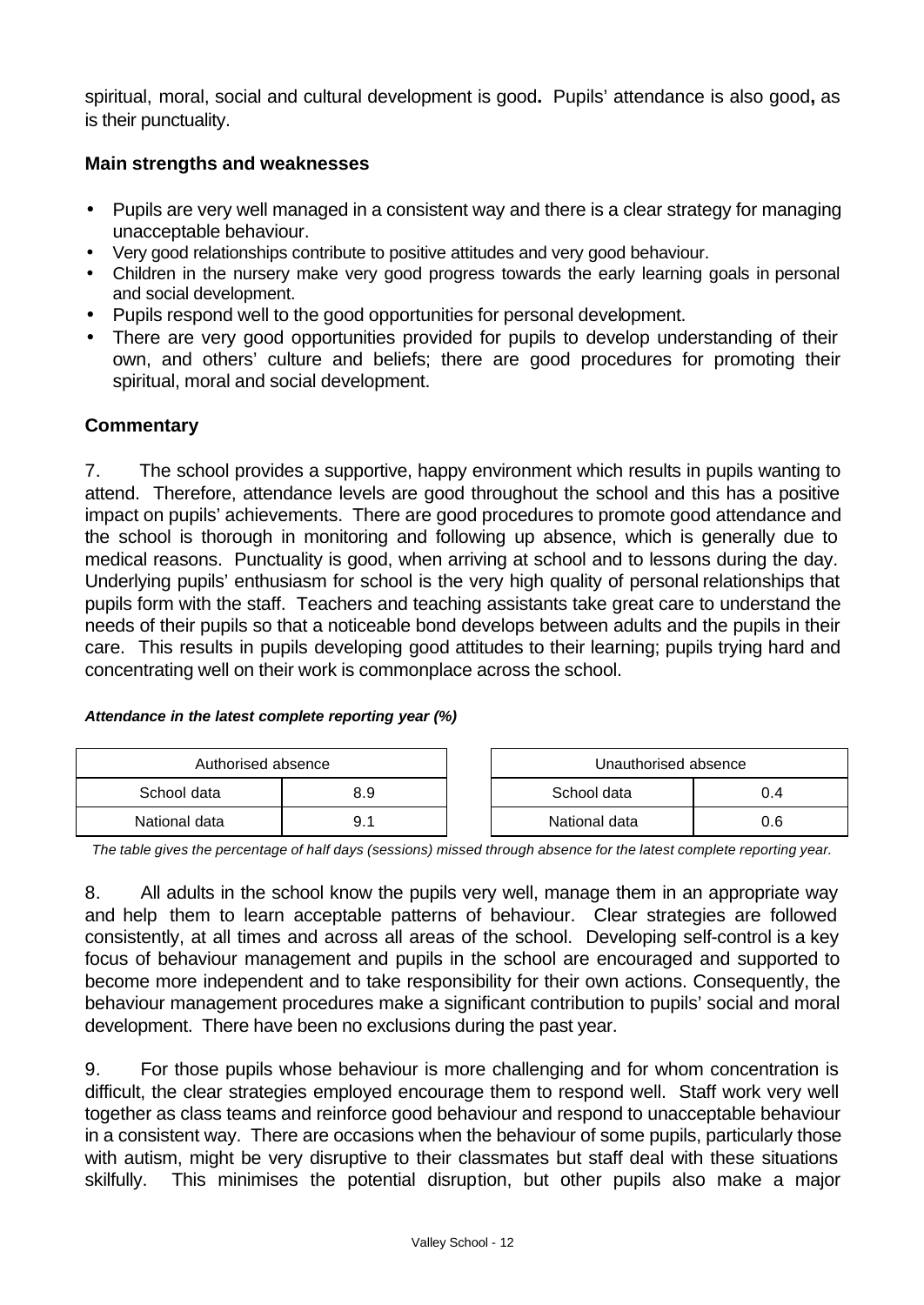spiritual, moral, social and cultural development is good**.** Pupils' attendance is also good**,** as is their punctuality.

### Main strengths and weaknesses

- Pupils are very well managed in a consistent way and there is a clear strategy for managing unacceptable behaviour.
- Very good relationships contribute to positive attitudes and very good behaviour.
- Children in the nursery make very good progress towards the early learning goals in personal and social development.
- Pupils respond well to the good opportunities for personal development.
- There are very good opportunities provided for pupils to develop understanding of their own, and others' culture and beliefs; there are good procedures for promoting their spiritual, moral and social development.

### Commentary

7. The school provides a supportive, happy environment which results in pupils wanting to attend. Therefore, attendance levels are good throughout the school and this has a positive impact on pupils' achievements. There are good procedures to promote good attendance and the school is thorough in monitoring and following up absence, which is generally due to medical reasons. Punctuality is good, when arriving at school and to lessons during the day. Underlying pupils' enthusiasm for school is the very high quality of personal relationships that pupils form with the staff. Teachers and teaching assistants take great care to understand the needs of their pupils so that a noticeable bond develops between adults and the pupils in their care. This results in pupils developing good attitudes to their learning; pupils trying hard and concentrating well on their work is commonplace across the school.

***Attendance in the latest complete reporting year (%)***

| Authorised absence | |
|---|---|
| School data | 8.9 |
| National data | 9.1 |

| Unauthorised absence | |
|---|---|
| School data | 0.4 |
| National data | 0.6 |

*The table gives the percentage of half days (sessions) missed through absence for the latest complete reporting year.*

8. All adults in the school know the pupils very well, manage them in an appropriate way and help them to learn acceptable patterns of behaviour. Clear strategies are followed consistently, at all times and across all areas of the school. Developing self-control is a key focus of behaviour management and pupils in the school are encouraged and supported to become more independent and to take responsibility for their own actions. Consequently, the behaviour management procedures make a significant contribution to pupils' social and moral development. There have been no exclusions during the past year.

9. For those pupils whose behaviour is more challenging and for whom concentration is difficult, the clear strategies employed encourage them to respond well. Staff work very well together as class teams and reinforce good behaviour and respond to unacceptable behaviour in a consistent way. There are occasions when the behaviour of some pupils, particularly those with autism, might be very disruptive to their classmates but staff deal with these situations skilfully. This minimises the potential disruption, but other pupils also make a major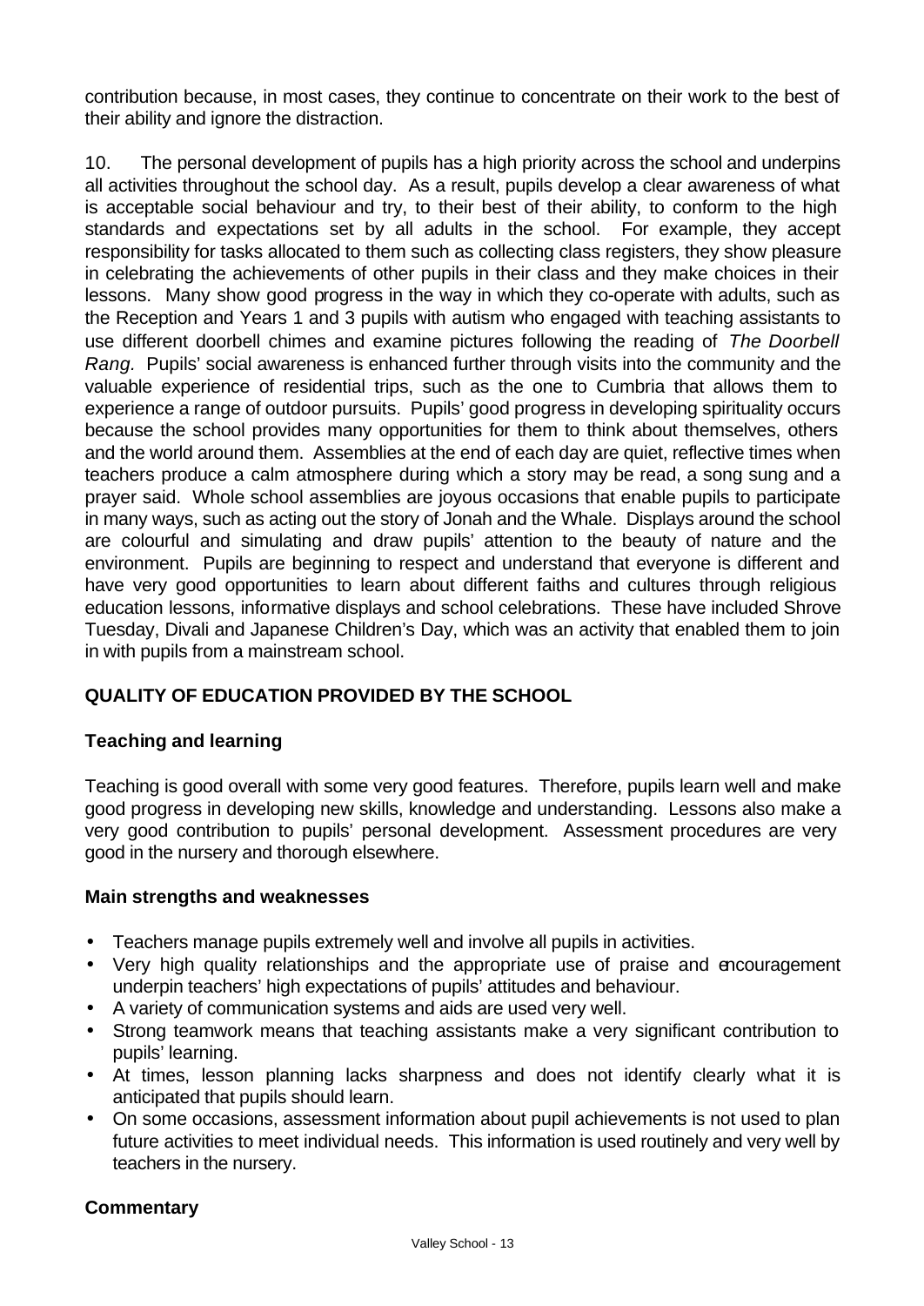contribution because, in most cases, they continue to concentrate on their work to the best of their ability and ignore the distraction.

10. The personal development of pupils has a high priority across the school and underpins all activities throughout the school day. As a result, pupils develop a clear awareness of what is acceptable social behaviour and try, to their best of their ability, to conform to the high standards and expectations set by all adults in the school. For example, they accept responsibility for tasks allocated to them such as collecting class registers, they show pleasure in celebrating the achievements of other pupils in their class and they make choices in their lessons. Many show good progress in the way in which they co-operate with adults, such as the Reception and Years 1 and 3 pupils with autism who engaged with teaching assistants to use different doorbell chimes and examine pictures following the reading of *The Doorbell Rang.* Pupils' social awareness is enhanced further through visits into the community and the valuable experience of residential trips, such as the one to Cumbria that allows them to experience a range of outdoor pursuits. Pupils' good progress in developing spirituality occurs because the school provides many opportunities for them to think about themselves, others and the world around them. Assemblies at the end of each day are quiet, reflective times when teachers produce a calm atmosphere during which a story may be read, a song sung and a prayer said. Whole school assemblies are joyous occasions that enable pupils to participate in many ways, such as acting out the story of Jonah and the Whale. Displays around the school are colourful and simulating and draw pupils' attention to the beauty of nature and the environment. Pupils are beginning to respect and understand that everyone is different and have very good opportunities to learn about different faiths and cultures through religious education lessons, informative displays and school celebrations. These have included Shrove Tuesday, Divali and Japanese Children's Day, which was an activity that enabled them to join in with pupils from a mainstream school.

## QUALITY OF EDUCATION PROVIDED BY THE SCHOOL

### Teaching and learning

Teaching is good overall with some very good features. Therefore, pupils learn well and make good progress in developing new skills, knowledge and understanding. Lessons also make a very good contribution to pupils' personal development. Assessment procedures are very good in the nursery and thorough elsewhere.

#### Main strengths and weaknesses

- Teachers manage pupils extremely well and involve all pupils in activities.
- Very high quality relationships and the appropriate use of praise and encouragement underpin teachers' high expectations of pupils' attitudes and behaviour.
- A variety of communication systems and aids are used very well.
- Strong teamwork means that teaching assistants make a very significant contribution to pupils' learning.
- At times, lesson planning lacks sharpness and does not identify clearly what it is anticipated that pupils should learn.
- On some occasions, assessment information about pupil achievements is not used to plan future activities to meet individual needs. This information is used routinely and very well by teachers in the nursery.

#### Commentary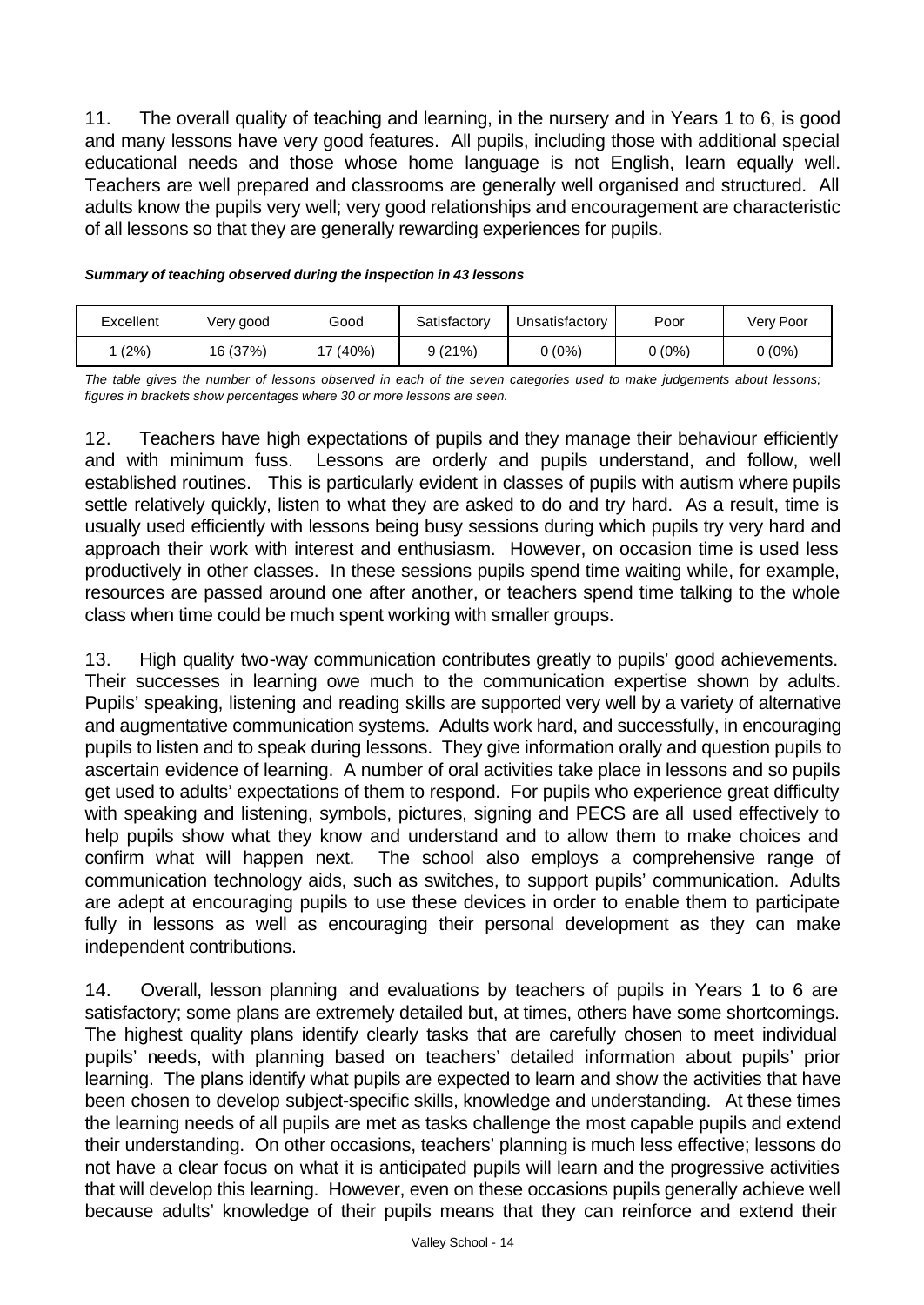11. The overall quality of teaching and learning, in the nursery and in Years 1 to 6, is good and many lessons have very good features. All pupils, including those with additional special educational needs and those whose home language is not English, learn equally well. Teachers are well prepared and classrooms are generally well organised and structured. All adults know the pupils very well; very good relationships and encouragement are characteristic of all lessons so that they are generally rewarding experiences for pupils.

***Summary of teaching observed during the inspection in 43 lessons***

| Excellent | Very good | Good | Satisfactory | Unsatisfactory | Poor | Very Poor |
|---|---|---|---|---|---|---|
| 1 (2%) | 16 (37%) | 17 (40%) | 9 (21%) | 0 (0%) | 0 (0%) | 0 (0%) |

*The table gives the number of lessons observed in each of the seven categories used to make judgements about lessons; figures in brackets show percentages where 30 or more lessons are seen.*

12. Teachers have high expectations of pupils and they manage their behaviour efficiently and with minimum fuss. Lessons are orderly and pupils understand, and follow, well established routines. This is particularly evident in classes of pupils with autism where pupils settle relatively quickly, listen to what they are asked to do and try hard. As a result, time is usually used efficiently with lessons being busy sessions during which pupils try very hard and approach their work with interest and enthusiasm. However, on occasion time is used less productively in other classes. In these sessions pupils spend time waiting while, for example, resources are passed around one after another, or teachers spend time talking to the whole class when time could be much spent working with smaller groups.

13. High quality two-way communication contributes greatly to pupils' good achievements. Their successes in learning owe much to the communication expertise shown by adults. Pupils' speaking, listening and reading skills are supported very well by a variety of alternative and augmentative communication systems. Adults work hard, and successfully, in encouraging pupils to listen and to speak during lessons. They give information orally and question pupils to ascertain evidence of learning. A number of oral activities take place in lessons and so pupils get used to adults' expectations of them to respond. For pupils who experience great difficulty with speaking and listening, symbols, pictures, signing and PECS are all used effectively to help pupils show what they know and understand and to allow them to make choices and confirm what will happen next. The school also employs a comprehensive range of communication technology aids, such as switches, to support pupils' communication. Adults are adept at encouraging pupils to use these devices in order to enable them to participate fully in lessons as well as encouraging their personal development as they can make independent contributions.

14. Overall, lesson planning and evaluations by teachers of pupils in Years 1 to 6 are satisfactory; some plans are extremely detailed but, at times, others have some shortcomings. The highest quality plans identify clearly tasks that are carefully chosen to meet individual pupils' needs, with planning based on teachers' detailed information about pupils' prior learning. The plans identify what pupils are expected to learn and show the activities that have been chosen to develop subject-specific skills, knowledge and understanding. At these times the learning needs of all pupils are met as tasks challenge the most capable pupils and extend their understanding. On other occasions, teachers' planning is much less effective; lessons do not have a clear focus on what it is anticipated pupils will learn and the progressive activities that will develop this learning. However, even on these occasions pupils generally achieve well because adults' knowledge of their pupils means that they can reinforce and extend their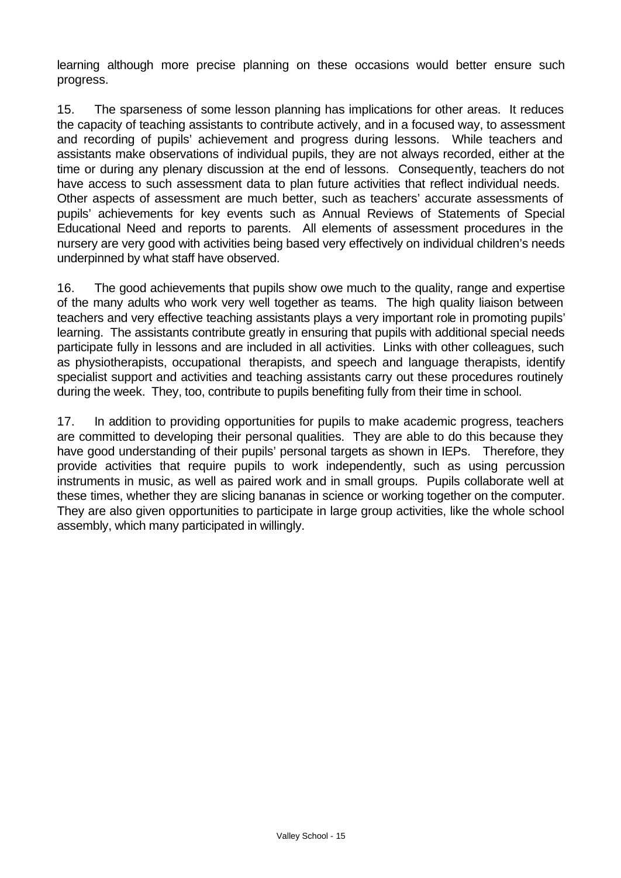learning although more precise planning on these occasions would better ensure such progress.

15. The sparseness of some lesson planning has implications for other areas. It reduces the capacity of teaching assistants to contribute actively, and in a focused way, to assessment and recording of pupils' achievement and progress during lessons. While teachers and assistants make observations of individual pupils, they are not always recorded, either at the time or during any plenary discussion at the end of lessons. Consequently, teachers do not have access to such assessment data to plan future activities that reflect individual needs. Other aspects of assessment are much better, such as teachers' accurate assessments of pupils' achievements for key events such as Annual Reviews of Statements of Special Educational Need and reports to parents. All elements of assessment procedures in the nursery are very good with activities being based very effectively on individual children's needs underpinned by what staff have observed.

16. The good achievements that pupils show owe much to the quality, range and expertise of the many adults who work very well together as teams. The high quality liaison between teachers and very effective teaching assistants plays a very important role in promoting pupils' learning. The assistants contribute greatly in ensuring that pupils with additional special needs participate fully in lessons and are included in all activities. Links with other colleagues, such as physiotherapists, occupational therapists, and speech and language therapists, identify specialist support and activities and teaching assistants carry out these procedures routinely during the week. They, too, contribute to pupils benefiting fully from their time in school.

17. In addition to providing opportunities for pupils to make academic progress, teachers are committed to developing their personal qualities. They are able to do this because they have good understanding of their pupils' personal targets as shown in IEPs. Therefore, they provide activities that require pupils to work independently, such as using percussion instruments in music, as well as paired work and in small groups. Pupils collaborate well at these times, whether they are slicing bananas in science or working together on the computer. They are also given opportunities to participate in large group activities, like the whole school assembly, which many participated in willingly.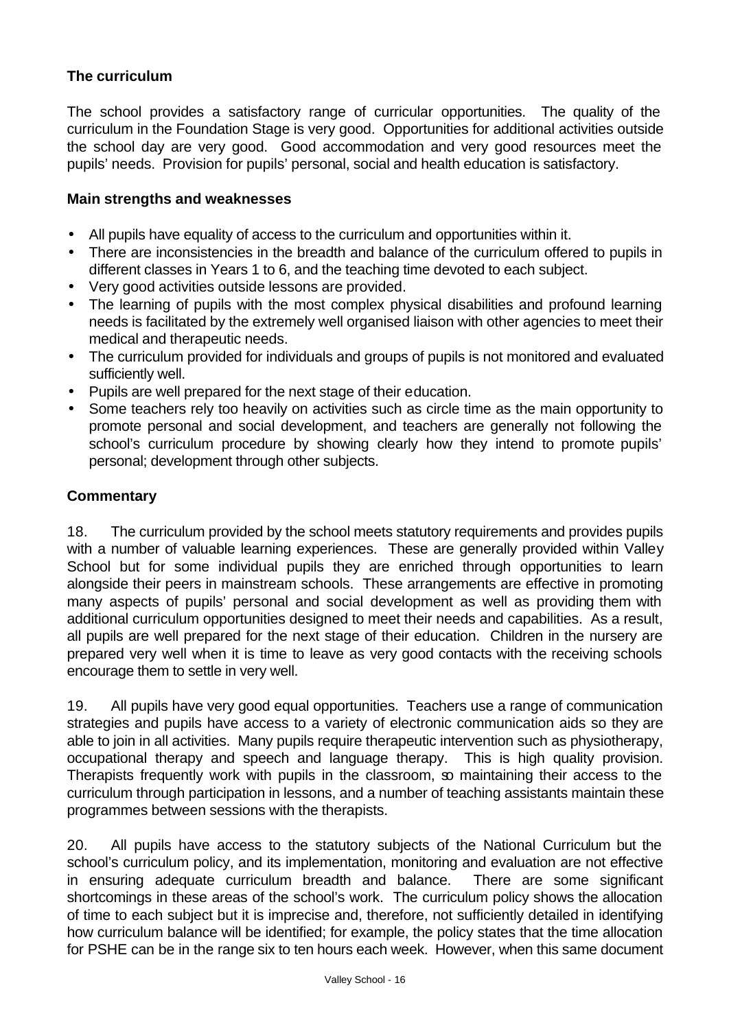### The curriculum

The school provides a satisfactory range of curricular opportunities. The quality of the curriculum in the Foundation Stage is very good. Opportunities for additional activities outside the school day are very good. Good accommodation and very good resources meet the pupils' needs. Provision for pupils' personal, social and health education is satisfactory.

#### Main strengths and weaknesses

- All pupils have equality of access to the curriculum and opportunities within it.
- There are inconsistencies in the breadth and balance of the curriculum offered to pupils in different classes in Years 1 to 6, and the teaching time devoted to each subject.
- Very good activities outside lessons are provided.
- The learning of pupils with the most complex physical disabilities and profound learning needs is facilitated by the extremely well organised liaison with other agencies to meet their medical and therapeutic needs.
- The curriculum provided for individuals and groups of pupils is not monitored and evaluated sufficiently well.
- Pupils are well prepared for the next stage of their education.
- Some teachers rely too heavily on activities such as circle time as the main opportunity to promote personal and social development, and teachers are generally not following the school's curriculum procedure by showing clearly how they intend to promote pupils' personal; development through other subjects.

#### Commentary

18. The curriculum provided by the school meets statutory requirements and provides pupils with a number of valuable learning experiences. These are generally provided within Valley School but for some individual pupils they are enriched through opportunities to learn alongside their peers in mainstream schools. These arrangements are effective in promoting many aspects of pupils' personal and social development as well as providing them with additional curriculum opportunities designed to meet their needs and capabilities. As a result, all pupils are well prepared for the next stage of their education. Children in the nursery are prepared very well when it is time to leave as very good contacts with the receiving schools encourage them to settle in very well.

19. All pupils have very good equal opportunities. Teachers use a range of communication strategies and pupils have access to a variety of electronic communication aids so they are able to join in all activities. Many pupils require therapeutic intervention such as physiotherapy, occupational therapy and speech and language therapy. This is high quality provision. Therapists frequently work with pupils in the classroom, so maintaining their access to the curriculum through participation in lessons, and a number of teaching assistants maintain these programmes between sessions with the therapists.

20. All pupils have access to the statutory subjects of the National Curriculum but the school's curriculum policy, and its implementation, monitoring and evaluation are not effective in ensuring adequate curriculum breadth and balance. There are some significant shortcomings in these areas of the school's work. The curriculum policy shows the allocation of time to each subject but it is imprecise and, therefore, not sufficiently detailed in identifying how curriculum balance will be identified; for example, the policy states that the time allocation for PSHE can be in the range six to ten hours each week. However, when this same document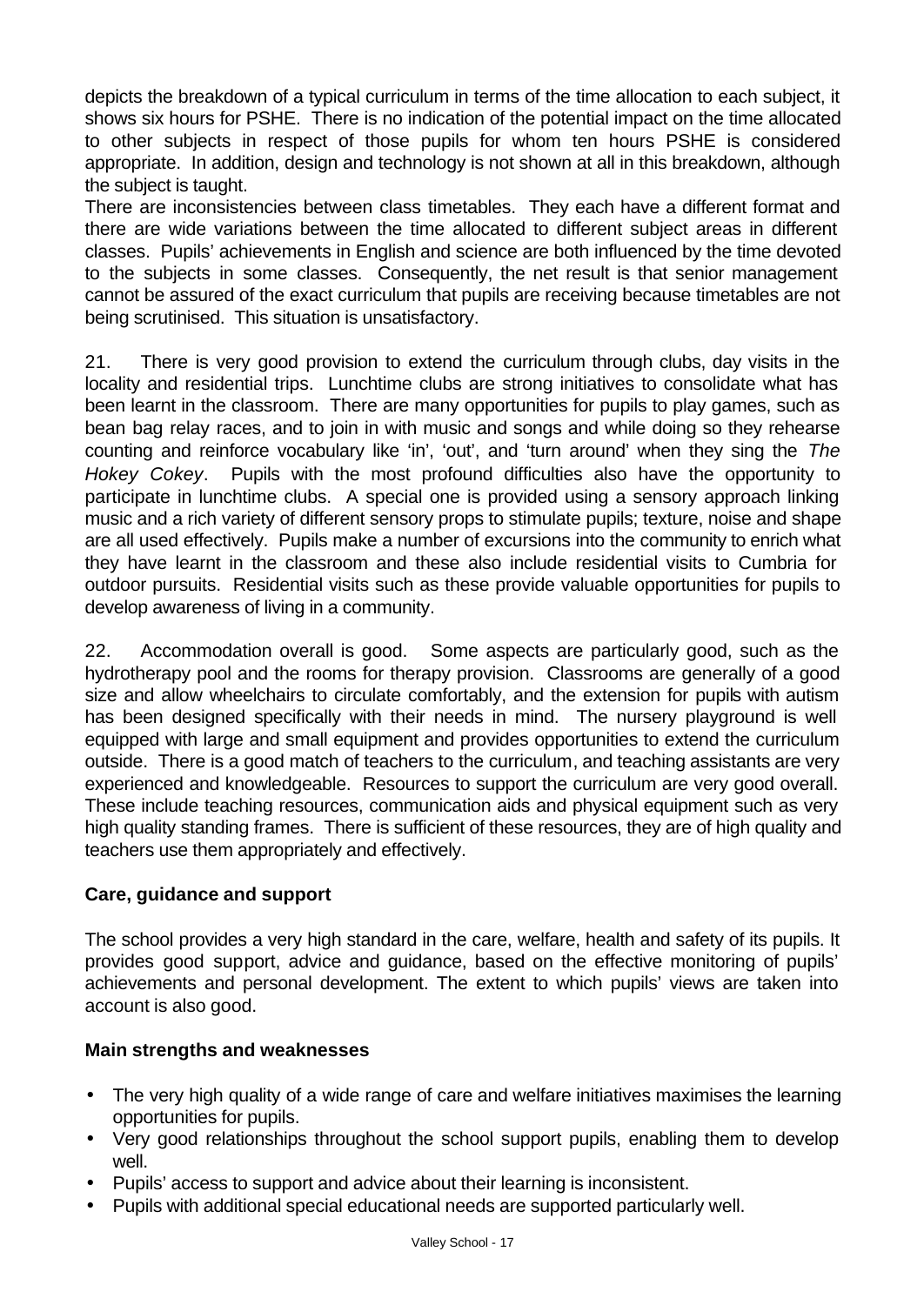depicts the breakdown of a typical curriculum in terms of the time allocation to each subject, it shows six hours for PSHE. There is no indication of the potential impact on the time allocated to other subjects in respect of those pupils for whom ten hours PSHE is considered appropriate. In addition, design and technology is not shown at all in this breakdown, although the subject is taught.

There are inconsistencies between class timetables. They each have a different format and there are wide variations between the time allocated to different subject areas in different classes. Pupils' achievements in English and science are both influenced by the time devoted to the subjects in some classes. Consequently, the net result is that senior management cannot be assured of the exact curriculum that pupils are receiving because timetables are not being scrutinised. This situation is unsatisfactory.

21. There is very good provision to extend the curriculum through clubs, day visits in the locality and residential trips. Lunchtime clubs are strong initiatives to consolidate what has been learnt in the classroom. There are many opportunities for pupils to play games, such as bean bag relay races, and to join in with music and songs and while doing so they rehearse counting and reinforce vocabulary like 'in', 'out', and 'turn around' when they sing the *The Hokey Cokey*. Pupils with the most profound difficulties also have the opportunity to participate in lunchtime clubs. A special one is provided using a sensory approach linking music and a rich variety of different sensory props to stimulate pupils; texture, noise and shape are all used effectively. Pupils make a number of excursions into the community to enrich what they have learnt in the classroom and these also include residential visits to Cumbria for outdoor pursuits. Residential visits such as these provide valuable opportunities for pupils to develop awareness of living in a community.

22. Accommodation overall is good. Some aspects are particularly good, such as the hydrotherapy pool and the rooms for therapy provision. Classrooms are generally of a good size and allow wheelchairs to circulate comfortably, and the extension for pupils with autism has been designed specifically with their needs in mind. The nursery playground is well equipped with large and small equipment and provides opportunities to extend the curriculum outside. There is a good match of teachers to the curriculum, and teaching assistants are very experienced and knowledgeable. Resources to support the curriculum are very good overall. These include teaching resources, communication aids and physical equipment such as very high quality standing frames. There is sufficient of these resources, they are of high quality and teachers use them appropriately and effectively.

## Care, guidance and support

The school provides a very high standard in the care, welfare, health and safety of its pupils. It provides good support, advice and guidance, based on the effective monitoring of pupils' achievements and personal development. The extent to which pupils' views are taken into account is also good.

### Main strengths and weaknesses

- The very high quality of a wide range of care and welfare initiatives maximises the learning opportunities for pupils.
- Very good relationships throughout the school support pupils, enabling them to develop well.
- Pupils' access to support and advice about their learning is inconsistent.
- Pupils with additional special educational needs are supported particularly well.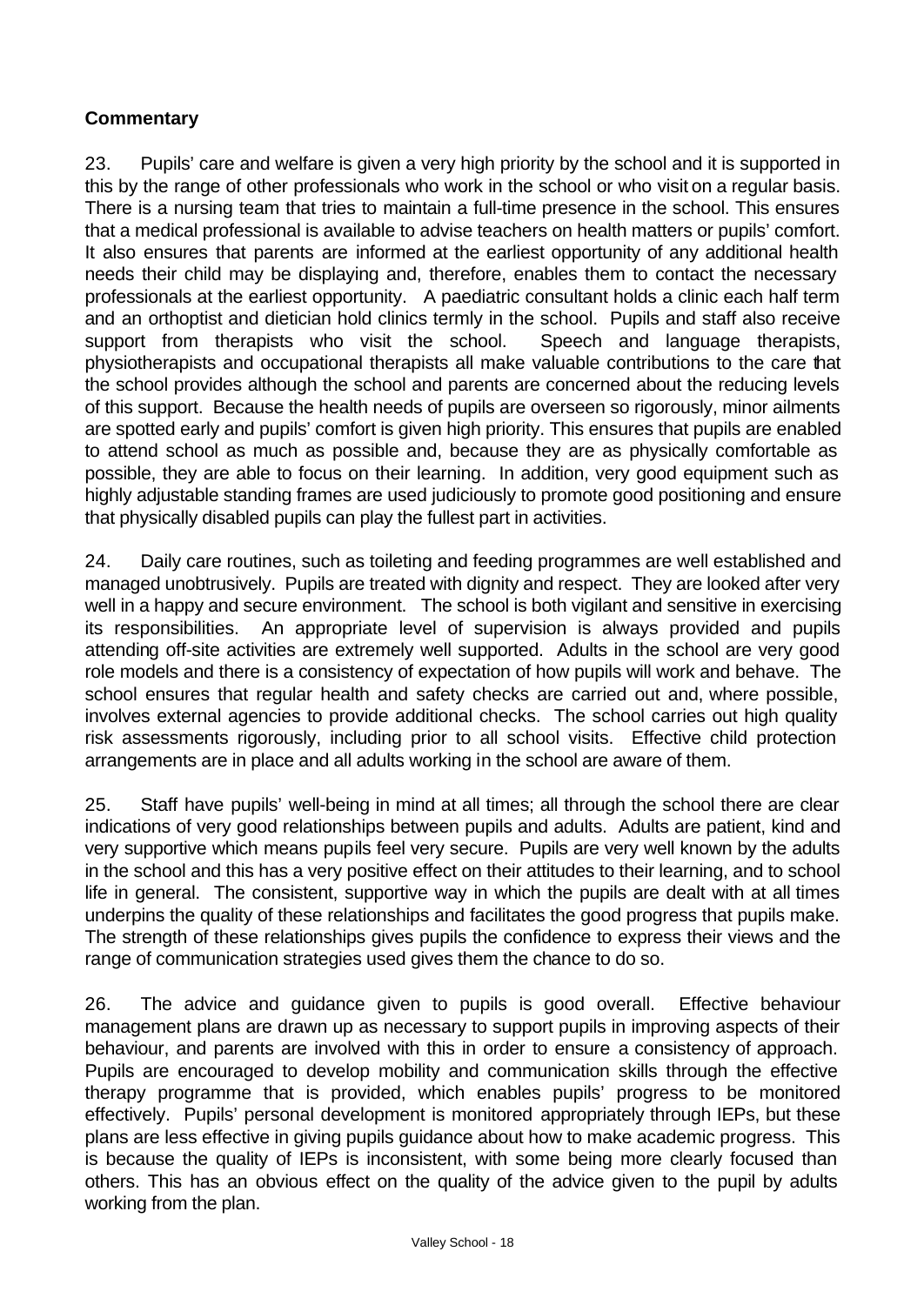### Commentary

23. Pupils' care and welfare is given a very high priority by the school and it is supported in this by the range of other professionals who work in the school or who visit on a regular basis. There is a nursing team that tries to maintain a full-time presence in the school. This ensures that a medical professional is available to advise teachers on health matters or pupils' comfort. It also ensures that parents are informed at the earliest opportunity of any additional health needs their child may be displaying and, therefore, enables them to contact the necessary professionals at the earliest opportunity. A paediatric consultant holds a clinic each half term and an orthoptist and dietician hold clinics termly in the school. Pupils and staff also receive support from therapists who visit the school. Speech and language therapists, physiotherapists and occupational therapists all make valuable contributions to the care that the school provides although the school and parents are concerned about the reducing levels of this support. Because the health needs of pupils are overseen so rigorously, minor ailments are spotted early and pupils' comfort is given high priority. This ensures that pupils are enabled to attend school as much as possible and, because they are as physically comfortable as possible, they are able to focus on their learning. In addition, very good equipment such as highly adjustable standing frames are used judiciously to promote good positioning and ensure that physically disabled pupils can play the fullest part in activities.

24. Daily care routines, such as toileting and feeding programmes are well established and managed unobtrusively. Pupils are treated with dignity and respect. They are looked after very well in a happy and secure environment. The school is both vigilant and sensitive in exercising its responsibilities. An appropriate level of supervision is always provided and pupils attending off-site activities are extremely well supported. Adults in the school are very good role models and there is a consistency of expectation of how pupils will work and behave. The school ensures that regular health and safety checks are carried out and, where possible, involves external agencies to provide additional checks. The school carries out high quality risk assessments rigorously, including prior to all school visits. Effective child protection arrangements are in place and all adults working in the school are aware of them.

25. Staff have pupils' well-being in mind at all times; all through the school there are clear indications of very good relationships between pupils and adults. Adults are patient, kind and very supportive which means pupils feel very secure. Pupils are very well known by the adults in the school and this has a very positive effect on their attitudes to their learning, and to school life in general. The consistent, supportive way in which the pupils are dealt with at all times underpins the quality of these relationships and facilitates the good progress that pupils make. The strength of these relationships gives pupils the confidence to express their views and the range of communication strategies used gives them the chance to do so.

26. The advice and guidance given to pupils is good overall. Effective behaviour management plans are drawn up as necessary to support pupils in improving aspects of their behaviour, and parents are involved with this in order to ensure a consistency of approach. Pupils are encouraged to develop mobility and communication skills through the effective therapy programme that is provided, which enables pupils' progress to be monitored effectively. Pupils' personal development is monitored appropriately through IEPs, but these plans are less effective in giving pupils guidance about how to make academic progress. This is because the quality of IEPs is inconsistent, with some being more clearly focused than others. This has an obvious effect on the quality of the advice given to the pupil by adults working from the plan.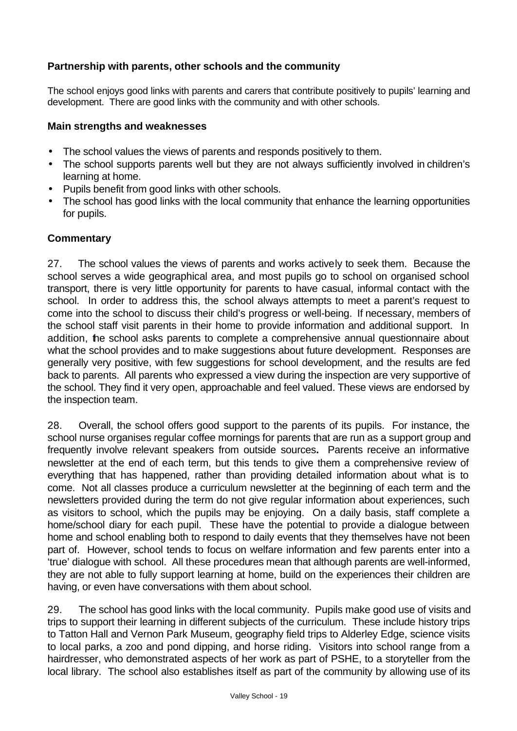### Partnership with parents, other schools and the community

The school enjoys good links with parents and carers that contribute positively to pupils' learning and development. There are good links with the community and with other schools.

#### Main strengths and weaknesses

- The school values the views of parents and responds positively to them.
- The school supports parents well but they are not always sufficiently involved in children's learning at home.
- Pupils benefit from good links with other schools.
- The school has good links with the local community that enhance the learning opportunities for pupils.

#### Commentary

27. The school values the views of parents and works actively to seek them. Because the school serves a wide geographical area, and most pupils go to school on organised school transport, there is very little opportunity for parents to have casual, informal contact with the school. In order to address this, the school always attempts to meet a parent's request to come into the school to discuss their child's progress or well-being. If necessary, members of the school staff visit parents in their home to provide information and additional support. In addition, the school asks parents to complete a comprehensive annual questionnaire about what the school provides and to make suggestions about future development. Responses are generally very positive, with few suggestions for school development, and the results are fed back to parents. All parents who expressed a view during the inspection are very supportive of the school. They find it very open, approachable and feel valued. These views are endorsed by the inspection team.

28. Overall, the school offers good support to the parents of its pupils. For instance, the school nurse organises regular coffee mornings for parents that are run as a support group and frequently involve relevant speakers from outside sources**.** Parents receive an informative newsletter at the end of each term, but this tends to give them a comprehensive review of everything that has happened, rather than providing detailed information about what is to come. Not all classes produce a curriculum newsletter at the beginning of each term and the newsletters provided during the term do not give regular information about experiences, such as visitors to school, which the pupils may be enjoying. On a daily basis, staff complete a home/school diary for each pupil. These have the potential to provide a dialogue between home and school enabling both to respond to daily events that they themselves have not been part of. However, school tends to focus on welfare information and few parents enter into a 'true' dialogue with school. All these procedures mean that although parents are well-informed, they are not able to fully support learning at home, build on the experiences their children are having, or even have conversations with them about school.

29. The school has good links with the local community. Pupils make good use of visits and trips to support their learning in different subjects of the curriculum. These include history trips to Tatton Hall and Vernon Park Museum, geography field trips to Alderley Edge, science visits to local parks, a zoo and pond dipping, and horse riding. Visitors into school range from a hairdresser, who demonstrated aspects of her work as part of PSHE, to a storyteller from the local library. The school also establishes itself as part of the community by allowing use of its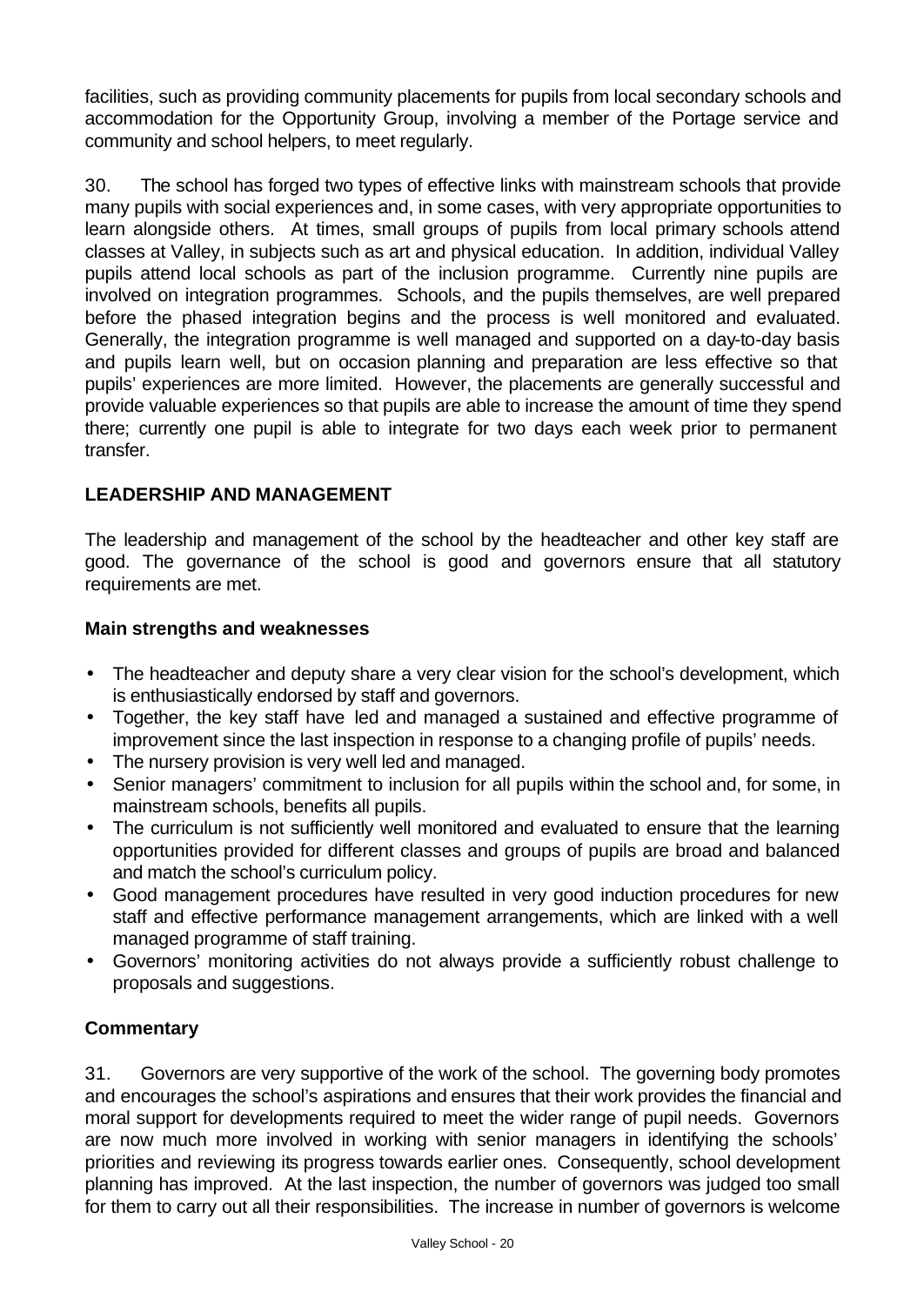facilities, such as providing community placements for pupils from local secondary schools and accommodation for the Opportunity Group, involving a member of the Portage service and community and school helpers, to meet regularly.

30. The school has forged two types of effective links with mainstream schools that provide many pupils with social experiences and, in some cases, with very appropriate opportunities to learn alongside others. At times, small groups of pupils from local primary schools attend classes at Valley, in subjects such as art and physical education. In addition, individual Valley pupils attend local schools as part of the inclusion programme. Currently nine pupils are involved on integration programmes. Schools, and the pupils themselves, are well prepared before the phased integration begins and the process is well monitored and evaluated. Generally, the integration programme is well managed and supported on a day-to-day basis and pupils learn well, but on occasion planning and preparation are less effective so that pupils' experiences are more limited. However, the placements are generally successful and provide valuable experiences so that pupils are able to increase the amount of time they spend there; currently one pupil is able to integrate for two days each week prior to permanent transfer.

## LEADERSHIP AND MANAGEMENT

The leadership and management of the school by the headteacher and other key staff are good. The governance of the school is good and governors ensure that all statutory requirements are met.

### Main strengths and weaknesses

- The headteacher and deputy share a very clear vision for the school's development, which is enthusiastically endorsed by staff and governors.
- Together, the key staff have led and managed a sustained and effective programme of improvement since the last inspection in response to a changing profile of pupils' needs.
- The nursery provision is very well led and managed.
- Senior managers' commitment to inclusion for all pupils within the school and, for some, in mainstream schools, benefits all pupils.
- The curriculum is not sufficiently well monitored and evaluated to ensure that the learning opportunities provided for different classes and groups of pupils are broad and balanced and match the school's curriculum policy.
- Good management procedures have resulted in very good induction procedures for new staff and effective performance management arrangements, which are linked with a well managed programme of staff training.
- Governors' monitoring activities do not always provide a sufficiently robust challenge to proposals and suggestions.

### Commentary

31. Governors are very supportive of the work of the school. The governing body promotes and encourages the school's aspirations and ensures that their work provides the financial and moral support for developments required to meet the wider range of pupil needs. Governors are now much more involved in working with senior managers in identifying the schools' priorities and reviewing its progress towards earlier ones. Consequently, school development planning has improved. At the last inspection, the number of governors was judged too small for them to carry out all their responsibilities. The increase in number of governors is welcome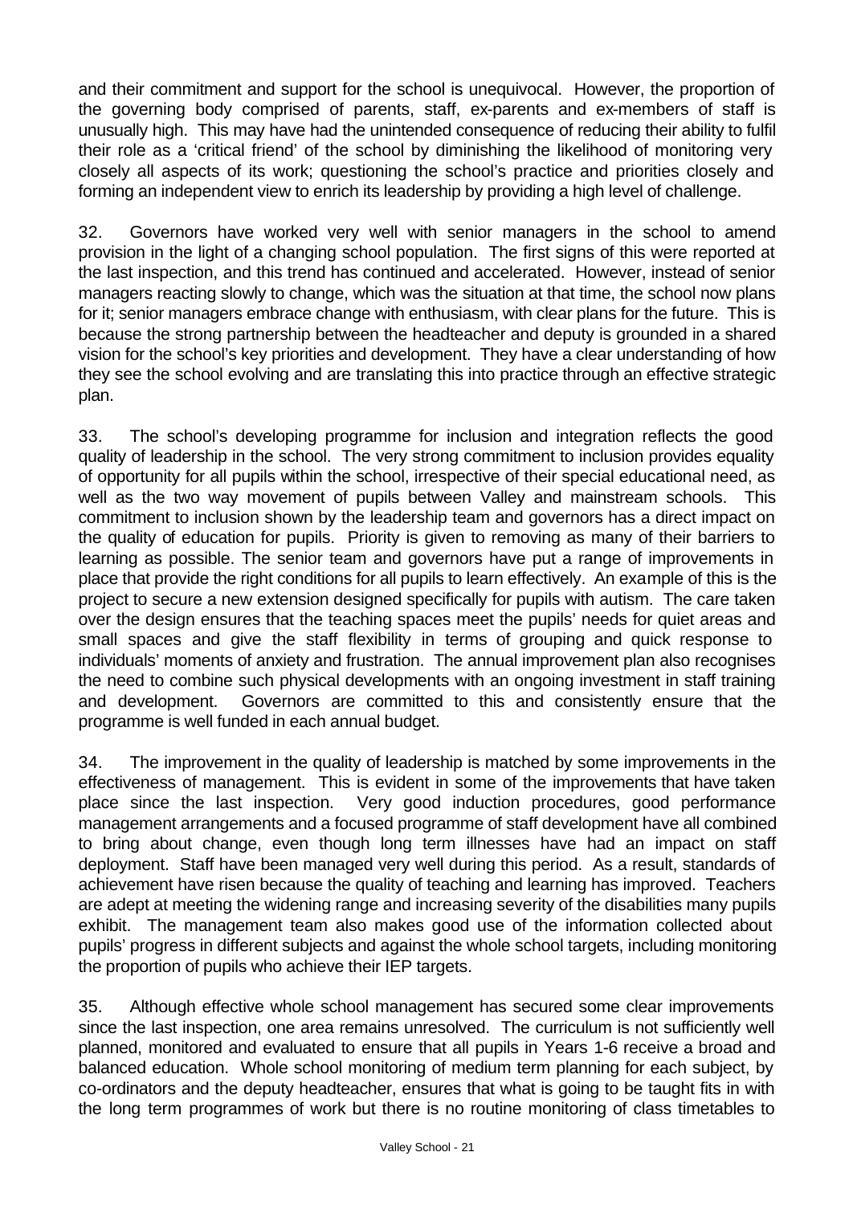and their commitment and support for the school is unequivocal. However, the proportion of the governing body comprised of parents, staff, ex-parents and ex-members of staff is unusually high. This may have had the unintended consequence of reducing their ability to fulfil their role as a 'critical friend' of the school by diminishing the likelihood of monitoring very closely all aspects of its work; questioning the school's practice and priorities closely and forming an independent view to enrich its leadership by providing a high level of challenge.

32. Governors have worked very well with senior managers in the school to amend provision in the light of a changing school population. The first signs of this were reported at the last inspection, and this trend has continued and accelerated. However, instead of senior managers reacting slowly to change, which was the situation at that time, the school now plans for it; senior managers embrace change with enthusiasm, with clear plans for the future. This is because the strong partnership between the headteacher and deputy is grounded in a shared vision for the school's key priorities and development. They have a clear understanding of how they see the school evolving and are translating this into practice through an effective strategic plan.

33. The school's developing programme for inclusion and integration reflects the good quality of leadership in the school. The very strong commitment to inclusion provides equality of opportunity for all pupils within the school, irrespective of their special educational need, as well as the two way movement of pupils between Valley and mainstream schools. This commitment to inclusion shown by the leadership team and governors has a direct impact on the quality of education for pupils. Priority is given to removing as many of their barriers to learning as possible. The senior team and governors have put a range of improvements in place that provide the right conditions for all pupils to learn effectively. An example of this is the project to secure a new extension designed specifically for pupils with autism. The care taken over the design ensures that the teaching spaces meet the pupils' needs for quiet areas and small spaces and give the staff flexibility in terms of grouping and quick response to individuals' moments of anxiety and frustration. The annual improvement plan also recognises the need to combine such physical developments with an ongoing investment in staff training and development. Governors are committed to this and consistently ensure that the programme is well funded in each annual budget.

34. The improvement in the quality of leadership is matched by some improvements in the effectiveness of management. This is evident in some of the improvements that have taken place since the last inspection. Very good induction procedures, good performance management arrangements and a focused programme of staff development have all combined to bring about change, even though long term illnesses have had an impact on staff deployment. Staff have been managed very well during this period. As a result, standards of achievement have risen because the quality of teaching and learning has improved. Teachers are adept at meeting the widening range and increasing severity of the disabilities many pupils exhibit. The management team also makes good use of the information collected about pupils' progress in different subjects and against the whole school targets, including monitoring the proportion of pupils who achieve their IEP targets.

35. Although effective whole school management has secured some clear improvements since the last inspection, one area remains unresolved. The curriculum is not sufficiently well planned, monitored and evaluated to ensure that all pupils in Years 1-6 receive a broad and balanced education. Whole school monitoring of medium term planning for each subject, by co-ordinators and the deputy headteacher, ensures that what is going to be taught fits in with the long term programmes of work but there is no routine monitoring of class timetables to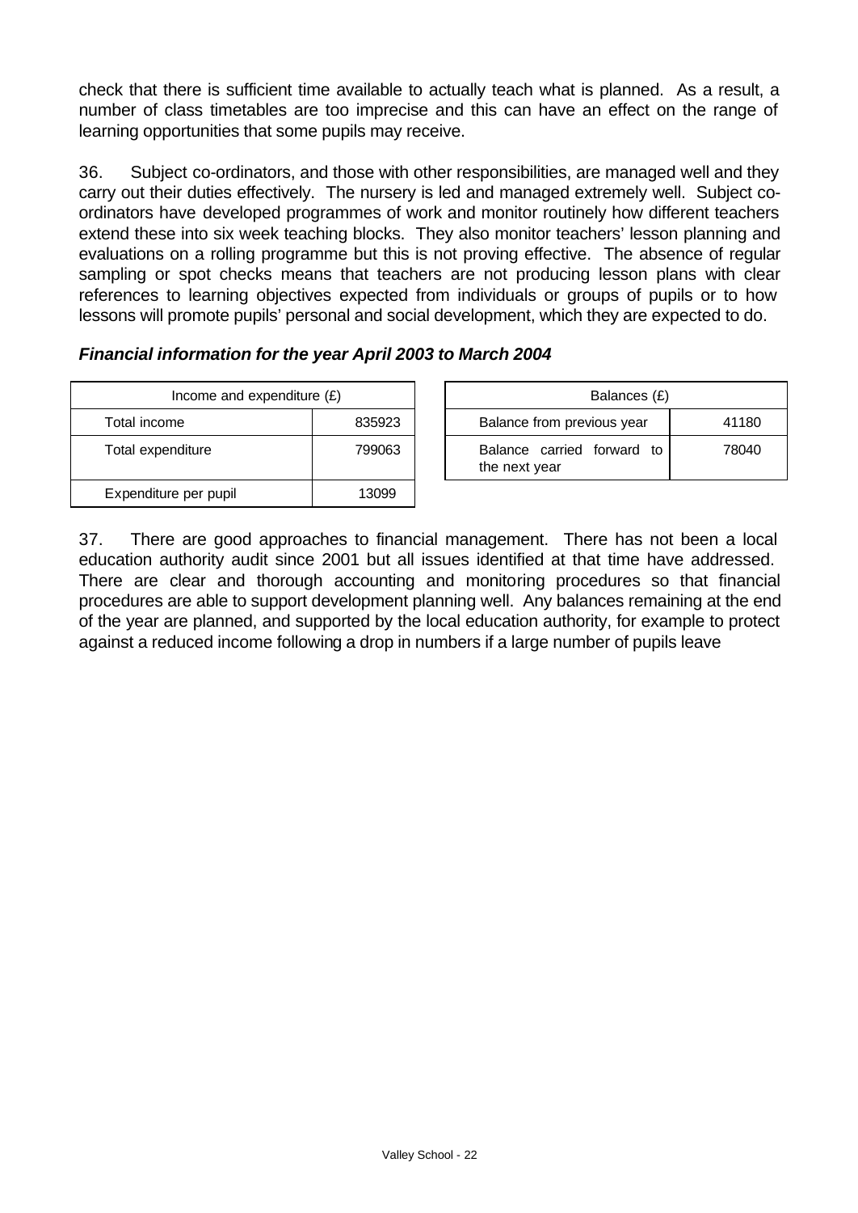check that there is sufficient time available to actually teach what is planned. As a result, a number of class timetables are too imprecise and this can have an effect on the range of learning opportunities that some pupils may receive.

36. Subject co-ordinators, and those with other responsibilities, are managed well and they carry out their duties effectively. The nursery is led and managed extremely well. Subject co-ordinators have developed programmes of work and monitor routinely how different teachers extend these into six week teaching blocks. They also monitor teachers' lesson planning and evaluations on a rolling programme but this is not proving effective. The absence of regular sampling or spot checks means that teachers are not producing lesson plans with clear references to learning objectives expected from individuals or groups of pupils or to how lessons will promote pupils' personal and social development, which they are expected to do.

***Financial information for the year April 2003 to March 2004***

| Income and expenditure (£) | |
|---|---|
| Total income | 835923 |
| Total expenditure | 799063 |
| Expenditure per pupil | 13099 |

| Balances (£) | |
|---|---|
| Balance from previous year | 41180 |
| Balance carried forward to the next year | 78040 |

37. There are good approaches to financial management. There has not been a local education authority audit since 2001 but all issues identified at that time have addressed. There are clear and thorough accounting and monitoring procedures so that financial procedures are able to support development planning well. Any balances remaining at the end of the year are planned, and supported by the local education authority, for example to protect against a reduced income following a drop in numbers if a large number of pupils leave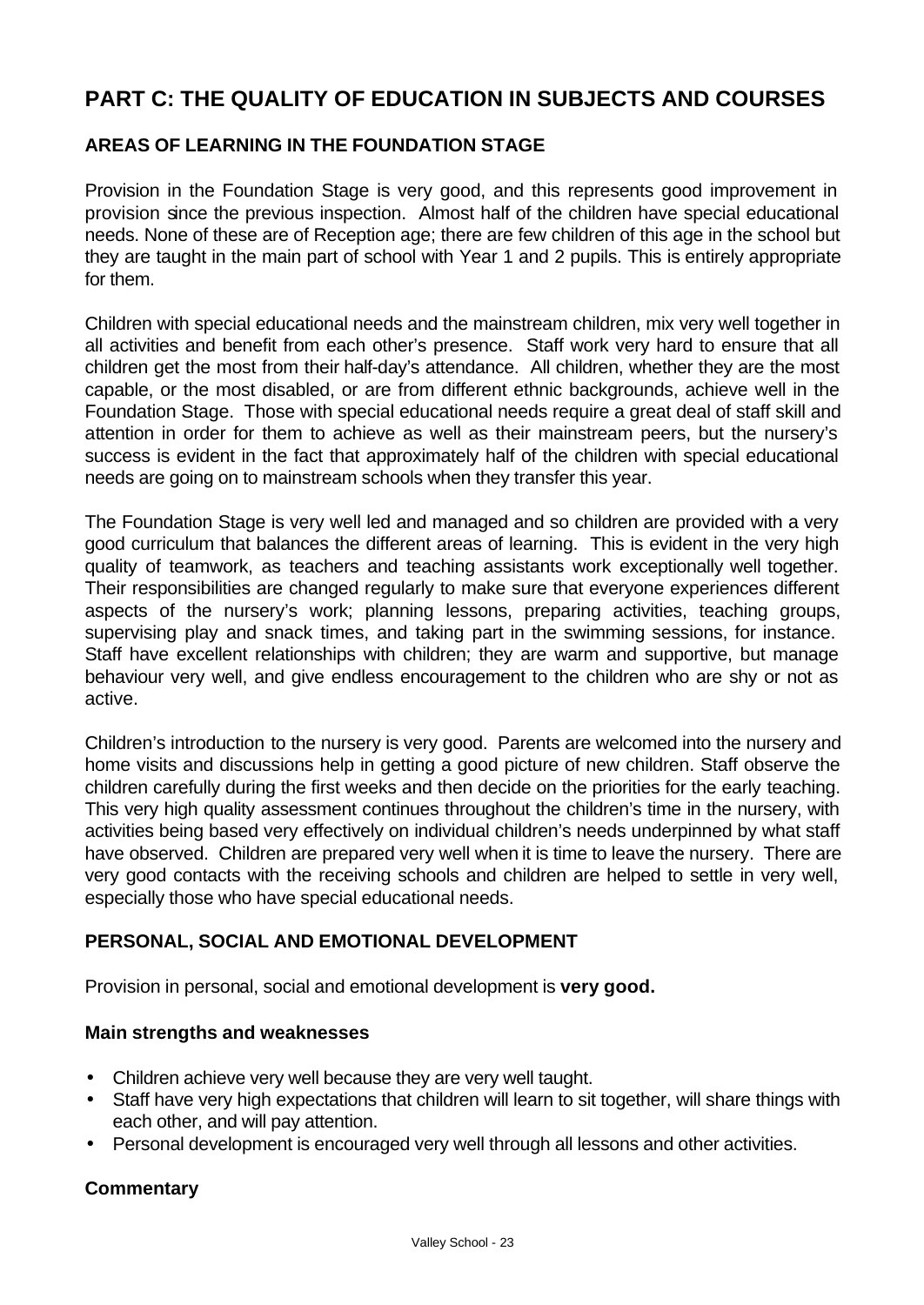# PART C: THE QUALITY OF EDUCATION IN SUBJECTS AND COURSES

## AREAS OF LEARNING IN THE FOUNDATION STAGE

Provision in the Foundation Stage is very good, and this represents good improvement in provision since the previous inspection. Almost half of the children have special educational needs. None of these are of Reception age; there are few children of this age in the school but they are taught in the main part of school with Year 1 and 2 pupils. This is entirely appropriate for them.

Children with special educational needs and the mainstream children, mix very well together in all activities and benefit from each other's presence. Staff work very hard to ensure that all children get the most from their half-day's attendance. All children, whether they are the most capable, or the most disabled, or are from different ethnic backgrounds, achieve well in the Foundation Stage. Those with special educational needs require a great deal of staff skill and attention in order for them to achieve as well as their mainstream peers, but the nursery's success is evident in the fact that approximately half of the children with special educational needs are going on to mainstream schools when they transfer this year.

The Foundation Stage is very well led and managed and so children are provided with a very good curriculum that balances the different areas of learning. This is evident in the very high quality of teamwork, as teachers and teaching assistants work exceptionally well together. Their responsibilities are changed regularly to make sure that everyone experiences different aspects of the nursery's work; planning lessons, preparing activities, teaching groups, supervising play and snack times, and taking part in the swimming sessions, for instance. Staff have excellent relationships with children; they are warm and supportive, but manage behaviour very well, and give endless encouragement to the children who are shy or not as active.

Children's introduction to the nursery is very good. Parents are welcomed into the nursery and home visits and discussions help in getting a good picture of new children. Staff observe the children carefully during the first weeks and then decide on the priorities for the early teaching. This very high quality assessment continues throughout the children's time in the nursery, with activities being based very effectively on individual children's needs underpinned by what staff have observed. Children are prepared very well when it is time to leave the nursery. There are very good contacts with the receiving schools and children are helped to settle in very well, especially those who have special educational needs.

## PERSONAL, SOCIAL AND EMOTIONAL DEVELOPMENT

Provision in personal, social and emotional development is **very good.**

### Main strengths and weaknesses

- Children achieve very well because they are very well taught.
- Staff have very high expectations that children will learn to sit together, will share things with each other, and will pay attention.
- Personal development is encouraged very well through all lessons and other activities.

### Commentary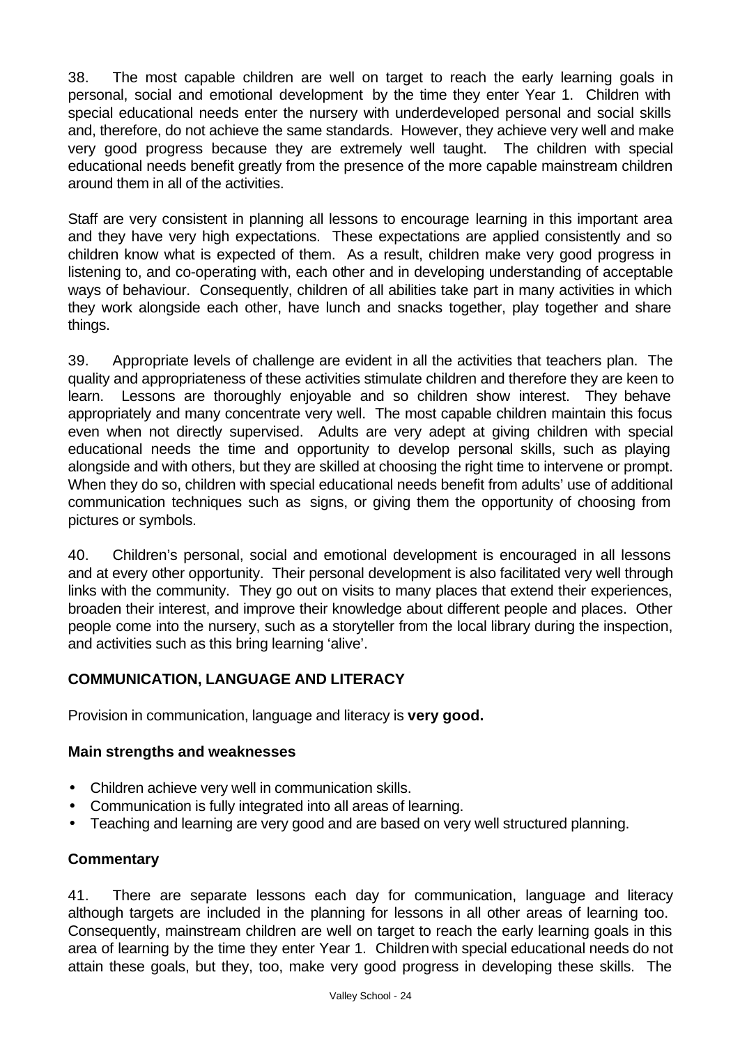38. The most capable children are well on target to reach the early learning goals in personal, social and emotional development by the time they enter Year 1. Children with special educational needs enter the nursery with underdeveloped personal and social skills and, therefore, do not achieve the same standards. However, they achieve very well and make very good progress because they are extremely well taught. The children with special educational needs benefit greatly from the presence of the more capable mainstream children around them in all of the activities.

Staff are very consistent in planning all lessons to encourage learning in this important area and they have very high expectations. These expectations are applied consistently and so children know what is expected of them. As a result, children make very good progress in listening to, and co-operating with, each other and in developing understanding of acceptable ways of behaviour. Consequently, children of all abilities take part in many activities in which they work alongside each other, have lunch and snacks together, play together and share things.

39. Appropriate levels of challenge are evident in all the activities that teachers plan. The quality and appropriateness of these activities stimulate children and therefore they are keen to learn. Lessons are thoroughly enjoyable and so children show interest. They behave appropriately and many concentrate very well. The most capable children maintain this focus even when not directly supervised. Adults are very adept at giving children with special educational needs the time and opportunity to develop personal skills, such as playing alongside and with others, but they are skilled at choosing the right time to intervene or prompt. When they do so, children with special educational needs benefit from adults' use of additional communication techniques such as signs, or giving them the opportunity of choosing from pictures or symbols.

40. Children's personal, social and emotional development is encouraged in all lessons and at every other opportunity. Their personal development is also facilitated very well through links with the community. They go out on visits to many places that extend their experiences, broaden their interest, and improve their knowledge about different people and places. Other people come into the nursery, such as a storyteller from the local library during the inspection, and activities such as this bring learning 'alive'.

## COMMUNICATION, LANGUAGE AND LITERACY

Provision in communication, language and literacy is **very good.**

### Main strengths and weaknesses

- Children achieve very well in communication skills.
- Communication is fully integrated into all areas of learning.
- Teaching and learning are very good and are based on very well structured planning.

### Commentary

41. There are separate lessons each day for communication, language and literacy although targets are included in the planning for lessons in all other areas of learning too. Consequently, mainstream children are well on target to reach the early learning goals in this area of learning by the time they enter Year 1. Children with special educational needs do not attain these goals, but they, too, make very good progress in developing these skills. The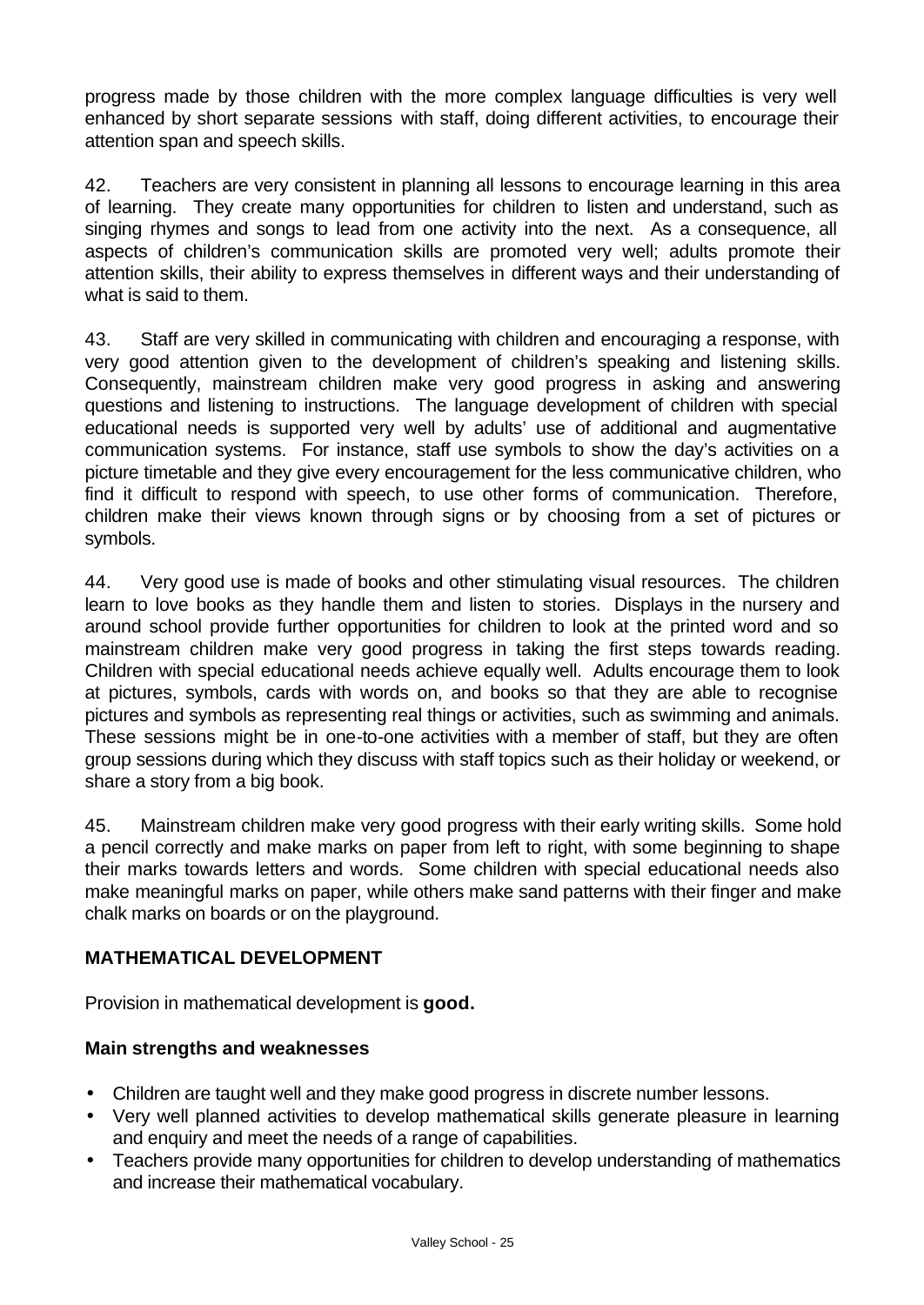progress made by those children with the more complex language difficulties is very well enhanced by short separate sessions with staff, doing different activities, to encourage their attention span and speech skills.

42. Teachers are very consistent in planning all lessons to encourage learning in this area of learning. They create many opportunities for children to listen and understand, such as singing rhymes and songs to lead from one activity into the next. As a consequence, all aspects of children's communication skills are promoted very well; adults promote their attention skills, their ability to express themselves in different ways and their understanding of what is said to them.

43. Staff are very skilled in communicating with children and encouraging a response, with very good attention given to the development of children's speaking and listening skills. Consequently, mainstream children make very good progress in asking and answering questions and listening to instructions. The language development of children with special educational needs is supported very well by adults' use of additional and augmentative communication systems. For instance, staff use symbols to show the day's activities on a picture timetable and they give every encouragement for the less communicative children, who find it difficult to respond with speech, to use other forms of communication. Therefore, children make their views known through signs or by choosing from a set of pictures or symbols.

44. Very good use is made of books and other stimulating visual resources. The children learn to love books as they handle them and listen to stories. Displays in the nursery and around school provide further opportunities for children to look at the printed word and so mainstream children make very good progress in taking the first steps towards reading. Children with special educational needs achieve equally well. Adults encourage them to look at pictures, symbols, cards with words on, and books so that they are able to recognise pictures and symbols as representing real things or activities, such as swimming and animals. These sessions might be in one-to-one activities with a member of staff, but they are often group sessions during which they discuss with staff topics such as their holiday or weekend, or share a story from a big book.

45. Mainstream children make very good progress with their early writing skills. Some hold a pencil correctly and make marks on paper from left to right, with some beginning to shape their marks towards letters and words. Some children with special educational needs also make meaningful marks on paper, while others make sand patterns with their finger and make chalk marks on boards or on the playground.

## MATHEMATICAL DEVELOPMENT

Provision in mathematical development is **good.**

### Main strengths and weaknesses

- Children are taught well and they make good progress in discrete number lessons.
- Very well planned activities to develop mathematical skills generate pleasure in learning and enquiry and meet the needs of a range of capabilities.
- Teachers provide many opportunities for children to develop understanding of mathematics and increase their mathematical vocabulary.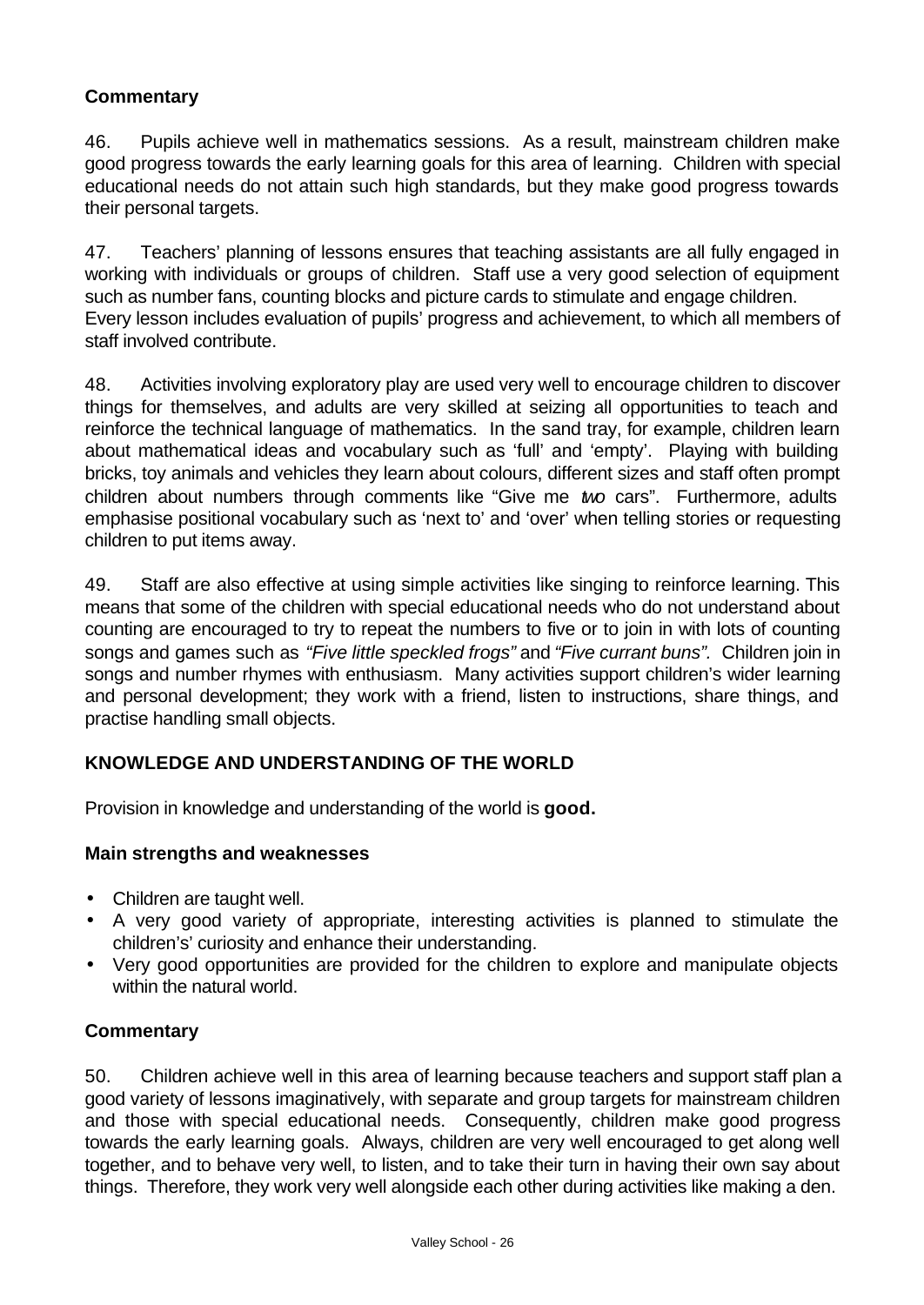### Commentary

46. Pupils achieve well in mathematics sessions. As a result, mainstream children make good progress towards the early learning goals for this area of learning. Children with special educational needs do not attain such high standards, but they make good progress towards their personal targets.

47. Teachers' planning of lessons ensures that teaching assistants are all fully engaged in working with individuals or groups of children. Staff use a very good selection of equipment such as number fans, counting blocks and picture cards to stimulate and engage children. Every lesson includes evaluation of pupils' progress and achievement, to which all members of staff involved contribute.

48. Activities involving exploratory play are used very well to encourage children to discover things for themselves, and adults are very skilled at seizing all opportunities to teach and reinforce the technical language of mathematics. In the sand tray, for example, children learn about mathematical ideas and vocabulary such as 'full' and 'empty'. Playing with building bricks, toy animals and vehicles they learn about colours, different sizes and staff often prompt children about numbers through comments like "Give me *two* cars". Furthermore, adults emphasise positional vocabulary such as 'next to' and 'over' when telling stories or requesting children to put items away.

49. Staff are also effective at using simple activities like singing to reinforce learning. This means that some of the children with special educational needs who do not understand about counting are encouraged to try to repeat the numbers to five or to join in with lots of counting songs and games such as *"Five little speckled frogs"* and *"Five currant buns".* Children join in songs and number rhymes with enthusiasm. Many activities support children's wider learning and personal development; they work with a friend, listen to instructions, share things, and practise handling small objects.

## KNOWLEDGE AND UNDERSTANDING OF THE WORLD

Provision in knowledge and understanding of the world is **good.**

### Main strengths and weaknesses

- Children are taught well.
- A very good variety of appropriate, interesting activities is planned to stimulate the children's' curiosity and enhance their understanding.
- Very good opportunities are provided for the children to explore and manipulate objects within the natural world.

### Commentary

50. Children achieve well in this area of learning because teachers and support staff plan a good variety of lessons imaginatively, with separate and group targets for mainstream children and those with special educational needs. Consequently, children make good progress towards the early learning goals. Always, children are very well encouraged to get along well together, and to behave very well, to listen, and to take their turn in having their own say about things. Therefore, they work very well alongside each other during activities like making a den.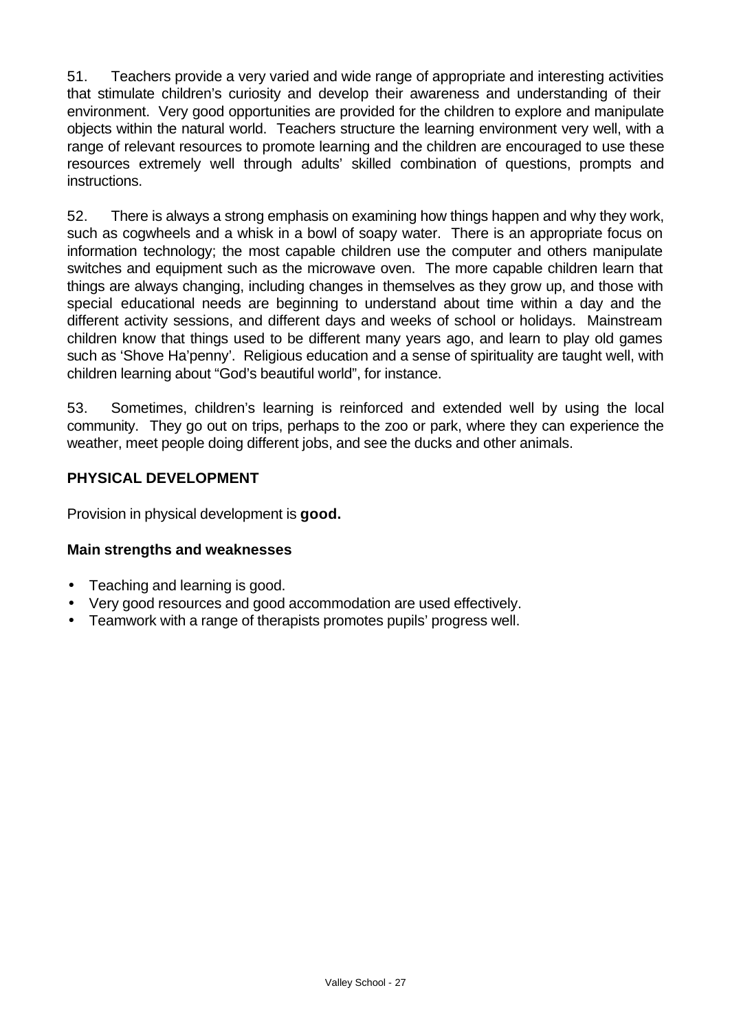51. Teachers provide a very varied and wide range of appropriate and interesting activities that stimulate children's curiosity and develop their awareness and understanding of their environment. Very good opportunities are provided for the children to explore and manipulate objects within the natural world. Teachers structure the learning environment very well, with a range of relevant resources to promote learning and the children are encouraged to use these resources extremely well through adults' skilled combination of questions, prompts and instructions.

52. There is always a strong emphasis on examining how things happen and why they work, such as cogwheels and a whisk in a bowl of soapy water. There is an appropriate focus on information technology; the most capable children use the computer and others manipulate switches and equipment such as the microwave oven. The more capable children learn that things are always changing, including changes in themselves as they grow up, and those with special educational needs are beginning to understand about time within a day and the different activity sessions, and different days and weeks of school or holidays. Mainstream children know that things used to be different many years ago, and learn to play old games such as 'Shove Ha'penny'. Religious education and a sense of spirituality are taught well, with children learning about "God's beautiful world", for instance.

53. Sometimes, children's learning is reinforced and extended well by using the local community. They go out on trips, perhaps to the zoo or park, where they can experience the weather, meet people doing different jobs, and see the ducks and other animals.

## PHYSICAL DEVELOPMENT

Provision in physical development is **good.**

### Main strengths and weaknesses

- Teaching and learning is good.
- Very good resources and good accommodation are used effectively.
- Teamwork with a range of therapists promotes pupils' progress well.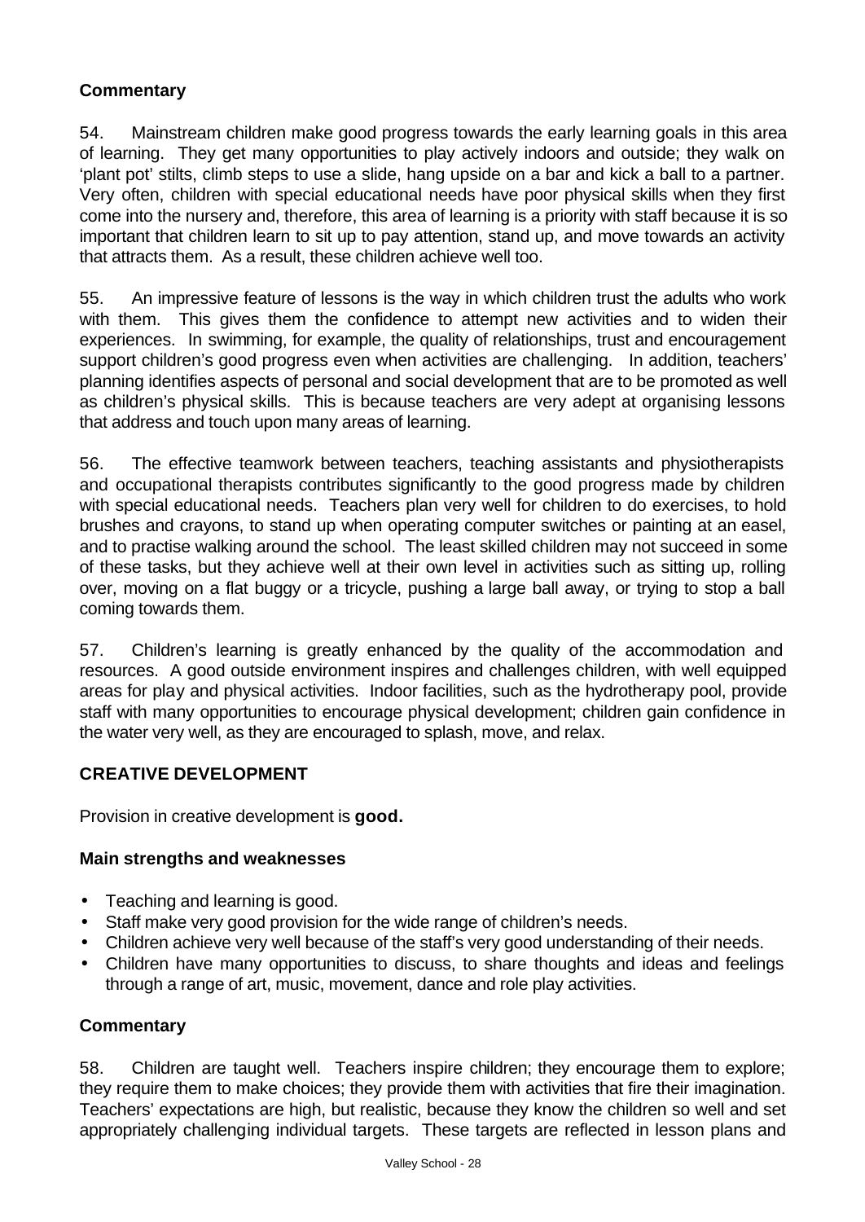### Commentary

54. Mainstream children make good progress towards the early learning goals in this area of learning. They get many opportunities to play actively indoors and outside; they walk on 'plant pot' stilts, climb steps to use a slide, hang upside on a bar and kick a ball to a partner. Very often, children with special educational needs have poor physical skills when they first come into the nursery and, therefore, this area of learning is a priority with staff because it is so important that children learn to sit up to pay attention, stand up, and move towards an activity that attracts them. As a result, these children achieve well too.

55. An impressive feature of lessons is the way in which children trust the adults who work with them. This gives them the confidence to attempt new activities and to widen their experiences. In swimming, for example, the quality of relationships, trust and encouragement support children's good progress even when activities are challenging. In addition, teachers' planning identifies aspects of personal and social development that are to be promoted as well as children's physical skills. This is because teachers are very adept at organising lessons that address and touch upon many areas of learning.

56. The effective teamwork between teachers, teaching assistants and physiotherapists and occupational therapists contributes significantly to the good progress made by children with special educational needs. Teachers plan very well for children to do exercises, to hold brushes and crayons, to stand up when operating computer switches or painting at an easel, and to practise walking around the school. The least skilled children may not succeed in some of these tasks, but they achieve well at their own level in activities such as sitting up, rolling over, moving on a flat buggy or a tricycle, pushing a large ball away, or trying to stop a ball coming towards them.

57. Children's learning is greatly enhanced by the quality of the accommodation and resources. A good outside environment inspires and challenges children, with well equipped areas for play and physical activities. Indoor facilities, such as the hydrotherapy pool, provide staff with many opportunities to encourage physical development; children gain confidence in the water very well, as they are encouraged to splash, move, and relax.

## CREATIVE DEVELOPMENT

Provision in creative development is **good.**

### Main strengths and weaknesses

- Teaching and learning is good.
- Staff make very good provision for the wide range of children's needs.
- Children achieve very well because of the staff's very good understanding of their needs.
- Children have many opportunities to discuss, to share thoughts and ideas and feelings through a range of art, music, movement, dance and role play activities.

### Commentary

58. Children are taught well. Teachers inspire children; they encourage them to explore; they require them to make choices; they provide them with activities that fire their imagination. Teachers' expectations are high, but realistic, because they know the children so well and set appropriately challenging individual targets. These targets are reflected in lesson plans and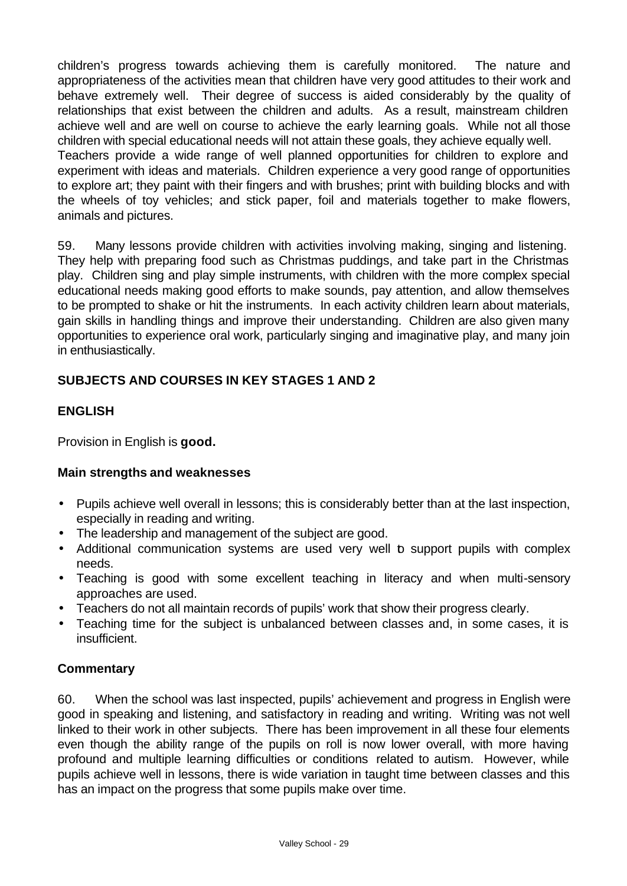children's progress towards achieving them is carefully monitored. The nature and appropriateness of the activities mean that children have very good attitudes to their work and behave extremely well. Their degree of success is aided considerably by the quality of relationships that exist between the children and adults. As a result, mainstream children achieve well and are well on course to achieve the early learning goals. While not all those children with special educational needs will not attain these goals, they achieve equally well. Teachers provide a wide range of well planned opportunities for children to explore and experiment with ideas and materials. Children experience a very good range of opportunities to explore art; they paint with their fingers and with brushes; print with building blocks and with the wheels of toy vehicles; and stick paper, foil and materials together to make flowers, animals and pictures.

59. Many lessons provide children with activities involving making, singing and listening. They help with preparing food such as Christmas puddings, and take part in the Christmas play. Children sing and play simple instruments, with children with the more complex special educational needs making good efforts to make sounds, pay attention, and allow themselves to be prompted to shake or hit the instruments. In each activity children learn about materials, gain skills in handling things and improve their understanding. Children are also given many opportunities to experience oral work, particularly singing and imaginative play, and many join in enthusiastically.

## SUBJECTS AND COURSES IN KEY STAGES 1 AND 2

### ENGLISH

Provision in English is **good.**

#### Main strengths and weaknesses

- Pupils achieve well overall in lessons; this is considerably better than at the last inspection, especially in reading and writing.
- The leadership and management of the subject are good.
- Additional communication systems are used very well to support pupils with complex needs.
- Teaching is good with some excellent teaching in literacy and when multi-sensory approaches are used.
- Teachers do not all maintain records of pupils' work that show their progress clearly.
- Teaching time for the subject is unbalanced between classes and, in some cases, it is insufficient.

#### Commentary

60. When the school was last inspected, pupils' achievement and progress in English were good in speaking and listening, and satisfactory in reading and writing. Writing was not well linked to their work in other subjects. There has been improvement in all these four elements even though the ability range of the pupils on roll is now lower overall, with more having profound and multiple learning difficulties or conditions related to autism. However, while pupils achieve well in lessons, there is wide variation in taught time between classes and this has an impact on the progress that some pupils make over time.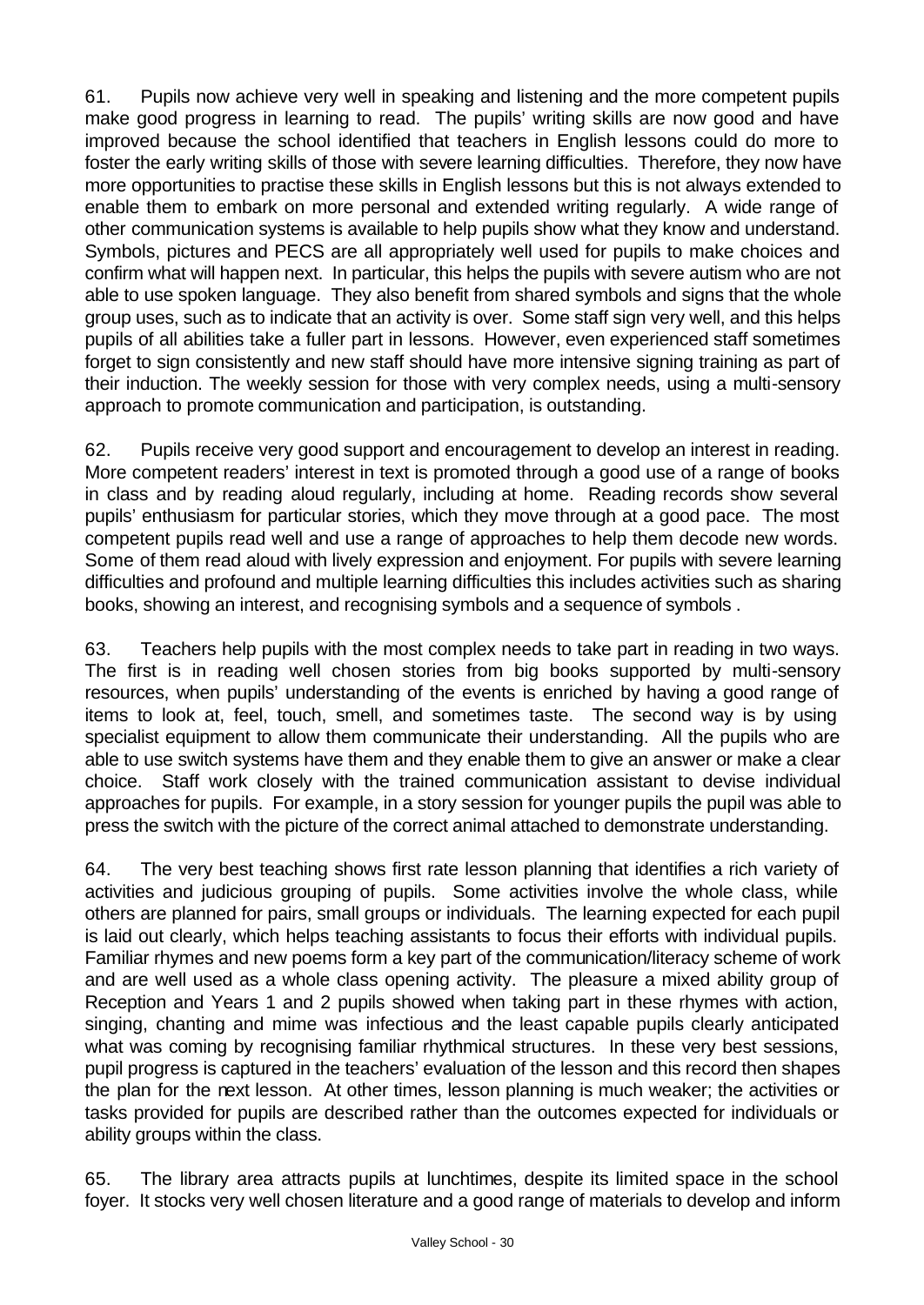61. Pupils now achieve very well in speaking and listening and the more competent pupils make good progress in learning to read. The pupils' writing skills are now good and have improved because the school identified that teachers in English lessons could do more to foster the early writing skills of those with severe learning difficulties. Therefore, they now have more opportunities to practise these skills in English lessons but this is not always extended to enable them to embark on more personal and extended writing regularly. A wide range of other communication systems is available to help pupils show what they know and understand. Symbols, pictures and PECS are all appropriately well used for pupils to make choices and confirm what will happen next. In particular, this helps the pupils with severe autism who are not able to use spoken language. They also benefit from shared symbols and signs that the whole group uses, such as to indicate that an activity is over. Some staff sign very well, and this helps pupils of all abilities take a fuller part in lessons. However, even experienced staff sometimes forget to sign consistently and new staff should have more intensive signing training as part of their induction. The weekly session for those with very complex needs, using a multi-sensory approach to promote communication and participation, is outstanding.

62. Pupils receive very good support and encouragement to develop an interest in reading. More competent readers' interest in text is promoted through a good use of a range of books in class and by reading aloud regularly, including at home. Reading records show several pupils' enthusiasm for particular stories, which they move through at a good pace. The most competent pupils read well and use a range of approaches to help them decode new words. Some of them read aloud with lively expression and enjoyment. For pupils with severe learning difficulties and profound and multiple learning difficulties this includes activities such as sharing books, showing an interest, and recognising symbols and a sequence of symbols .

63. Teachers help pupils with the most complex needs to take part in reading in two ways. The first is in reading well chosen stories from big books supported by multi-sensory resources, when pupils' understanding of the events is enriched by having a good range of items to look at, feel, touch, smell, and sometimes taste. The second way is by using specialist equipment to allow them communicate their understanding. All the pupils who are able to use switch systems have them and they enable them to give an answer or make a clear choice. Staff work closely with the trained communication assistant to devise individual approaches for pupils. For example, in a story session for younger pupils the pupil was able to press the switch with the picture of the correct animal attached to demonstrate understanding.

64. The very best teaching shows first rate lesson planning that identifies a rich variety of activities and judicious grouping of pupils. Some activities involve the whole class, while others are planned for pairs, small groups or individuals. The learning expected for each pupil is laid out clearly, which helps teaching assistants to focus their efforts with individual pupils. Familiar rhymes and new poems form a key part of the communication/literacy scheme of work and are well used as a whole class opening activity. The pleasure a mixed ability group of Reception and Years 1 and 2 pupils showed when taking part in these rhymes with action, singing, chanting and mime was infectious and the least capable pupils clearly anticipated what was coming by recognising familiar rhythmical structures. In these very best sessions, pupil progress is captured in the teachers' evaluation of the lesson and this record then shapes the plan for the next lesson. At other times, lesson planning is much weaker; the activities or tasks provided for pupils are described rather than the outcomes expected for individuals or ability groups within the class.

65. The library area attracts pupils at lunchtimes, despite its limited space in the school foyer. It stocks very well chosen literature and a good range of materials to develop and inform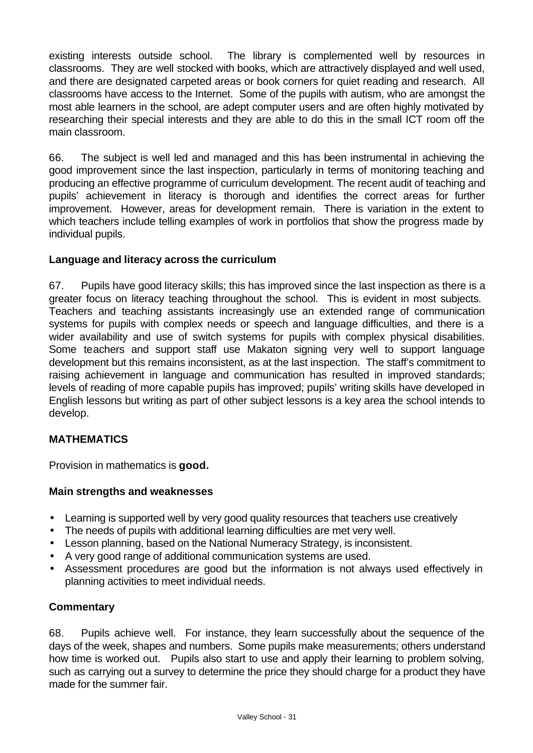existing interests outside school. The library is complemented well by resources in classrooms. They are well stocked with books, which are attractively displayed and well used, and there are designated carpeted areas or book corners for quiet reading and research. All classrooms have access to the Internet. Some of the pupils with autism, who are amongst the most able learners in the school, are adept computer users and are often highly motivated by researching their special interests and they are able to do this in the small ICT room off the main classroom.

66. The subject is well led and managed and this has been instrumental in achieving the good improvement since the last inspection, particularly in terms of monitoring teaching and producing an effective programme of curriculum development. The recent audit of teaching and pupils' achievement in literacy is thorough and identifies the correct areas for further improvement. However, areas for development remain. There is variation in the extent to which teachers include telling examples of work in portfolios that show the progress made by individual pupils.

### Language and literacy across the curriculum

67. Pupils have good literacy skills; this has improved since the last inspection as there is a greater focus on literacy teaching throughout the school. This is evident in most subjects. Teachers and teaching assistants increasingly use an extended range of communication systems for pupils with complex needs or speech and language difficulties, and there is a wider availability and use of switch systems for pupils with complex physical disabilities. Some teachers and support staff use Makaton signing very well to support language development but this remains inconsistent, as at the last inspection. The staff's commitment to raising achievement in language and communication has resulted in improved standards; levels of reading of more capable pupils has improved; pupils' writing skills have developed in English lessons but writing as part of other subject lessons is a key area the school intends to develop.

## MATHEMATICS

Provision in mathematics is **good.**

### Main strengths and weaknesses

- Learning is supported well by very good quality resources that teachers use creatively
- The needs of pupils with additional learning difficulties are met very well.
- Lesson planning, based on the National Numeracy Strategy, is inconsistent.
- A very good range of additional communication systems are used.
- Assessment procedures are good but the information is not always used effectively in planning activities to meet individual needs.

### Commentary

68. Pupils achieve well. For instance, they learn successfully about the sequence of the days of the week, shapes and numbers. Some pupils make measurements; others understand how time is worked out. Pupils also start to use and apply their learning to problem solving, such as carrying out a survey to determine the price they should charge for a product they have made for the summer fair.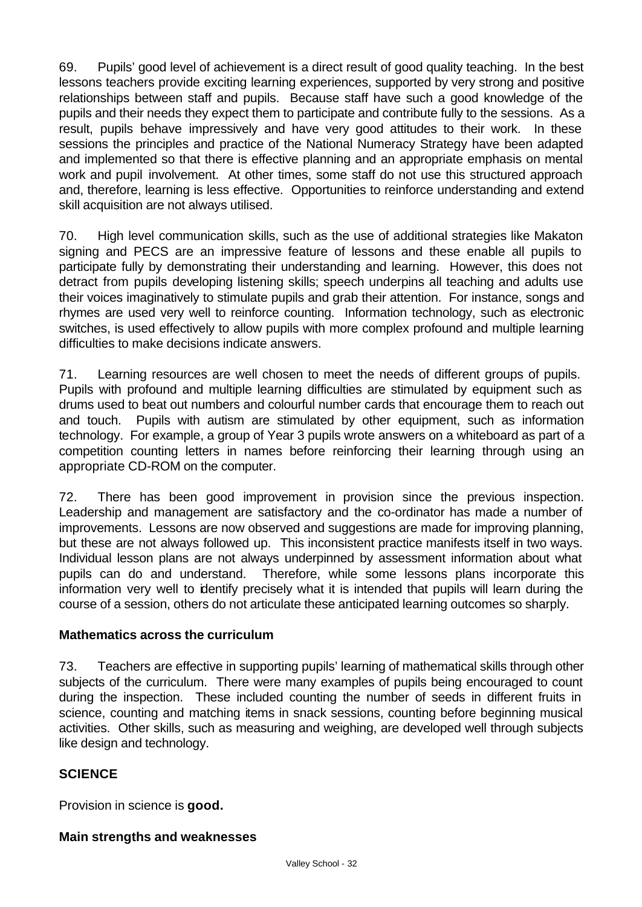69. Pupils' good level of achievement is a direct result of good quality teaching. In the best lessons teachers provide exciting learning experiences, supported by very strong and positive relationships between staff and pupils. Because staff have such a good knowledge of the pupils and their needs they expect them to participate and contribute fully to the sessions. As a result, pupils behave impressively and have very good attitudes to their work. In these sessions the principles and practice of the National Numeracy Strategy have been adapted and implemented so that there is effective planning and an appropriate emphasis on mental work and pupil involvement. At other times, some staff do not use this structured approach and, therefore, learning is less effective. Opportunities to reinforce understanding and extend skill acquisition are not always utilised.

70. High level communication skills, such as the use of additional strategies like Makaton signing and PECS are an impressive feature of lessons and these enable all pupils to participate fully by demonstrating their understanding and learning. However, this does not detract from pupils developing listening skills; speech underpins all teaching and adults use their voices imaginatively to stimulate pupils and grab their attention. For instance, songs and rhymes are used very well to reinforce counting. Information technology, such as electronic switches, is used effectively to allow pupils with more complex profound and multiple learning difficulties to make decisions indicate answers.

71. Learning resources are well chosen to meet the needs of different groups of pupils. Pupils with profound and multiple learning difficulties are stimulated by equipment such as drums used to beat out numbers and colourful number cards that encourage them to reach out and touch. Pupils with autism are stimulated by other equipment, such as information technology. For example, a group of Year 3 pupils wrote answers on a whiteboard as part of a competition counting letters in names before reinforcing their learning through using an appropriate CD-ROM on the computer.

72. There has been good improvement in provision since the previous inspection. Leadership and management are satisfactory and the co-ordinator has made a number of improvements. Lessons are now observed and suggestions are made for improving planning, but these are not always followed up. This inconsistent practice manifests itself in two ways. Individual lesson plans are not always underpinned by assessment information about what pupils can do and understand. Therefore, while some lessons plans incorporate this information very well to identify precisely what it is intended that pupils will learn during the course of a session, others do not articulate these anticipated learning outcomes so sharply.

### Mathematics across the curriculum

73. Teachers are effective in supporting pupils' learning of mathematical skills through other subjects of the curriculum. There were many examples of pupils being encouraged to count during the inspection. These included counting the number of seeds in different fruits in science, counting and matching items in snack sessions, counting before beginning musical activities. Other skills, such as measuring and weighing, are developed well through subjects like design and technology.

## SCIENCE

Provision in science is **good.**

### Main strengths and weaknesses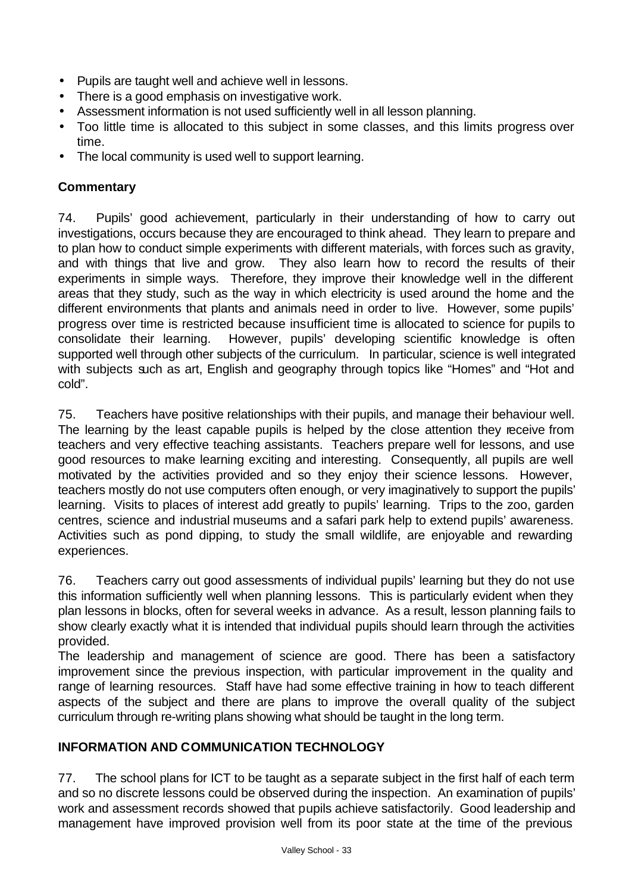- Pupils are taught well and achieve well in lessons.
- There is a good emphasis on investigative work.
- Assessment information is not used sufficiently well in all lesson planning.
- Too little time is allocated to this subject in some classes, and this limits progress over time.
- The local community is used well to support learning.

### Commentary

74. Pupils' good achievement, particularly in their understanding of how to carry out investigations, occurs because they are encouraged to think ahead. They learn to prepare and to plan how to conduct simple experiments with different materials, with forces such as gravity, and with things that live and grow. They also learn how to record the results of their experiments in simple ways. Therefore, they improve their knowledge well in the different areas that they study, such as the way in which electricity is used around the home and the different environments that plants and animals need in order to live. However, some pupils' progress over time is restricted because insufficient time is allocated to science for pupils to consolidate their learning. However, pupils' developing scientific knowledge is often supported well through other subjects of the curriculum. In particular, science is well integrated with subjects such as art, English and geography through topics like "Homes" and "Hot and cold".

75. Teachers have positive relationships with their pupils, and manage their behaviour well. The learning by the least capable pupils is helped by the close attention they receive from teachers and very effective teaching assistants. Teachers prepare well for lessons, and use good resources to make learning exciting and interesting. Consequently, all pupils are well motivated by the activities provided and so they enjoy their science lessons. However, teachers mostly do not use computers often enough, or very imaginatively to support the pupils' learning. Visits to places of interest add greatly to pupils' learning. Trips to the zoo, garden centres, science and industrial museums and a safari park help to extend pupils' awareness. Activities such as pond dipping, to study the small wildlife, are enjoyable and rewarding experiences.

76. Teachers carry out good assessments of individual pupils' learning but they do not use this information sufficiently well when planning lessons. This is particularly evident when they plan lessons in blocks, often for several weeks in advance. As a result, lesson planning fails to show clearly exactly what it is intended that individual pupils should learn through the activities provided.

The leadership and management of science are good. There has been a satisfactory improvement since the previous inspection, with particular improvement in the quality and range of learning resources. Staff have had some effective training in how to teach different aspects of the subject and there are plans to improve the overall quality of the subject curriculum through re-writing plans showing what should be taught in the long term.

### INFORMATION AND COMMUNICATION TECHNOLOGY

77. The school plans for ICT to be taught as a separate subject in the first half of each term and so no discrete lessons could be observed during the inspection. An examination of pupils' work and assessment records showed that pupils achieve satisfactorily. Good leadership and management have improved provision well from its poor state at the time of the previous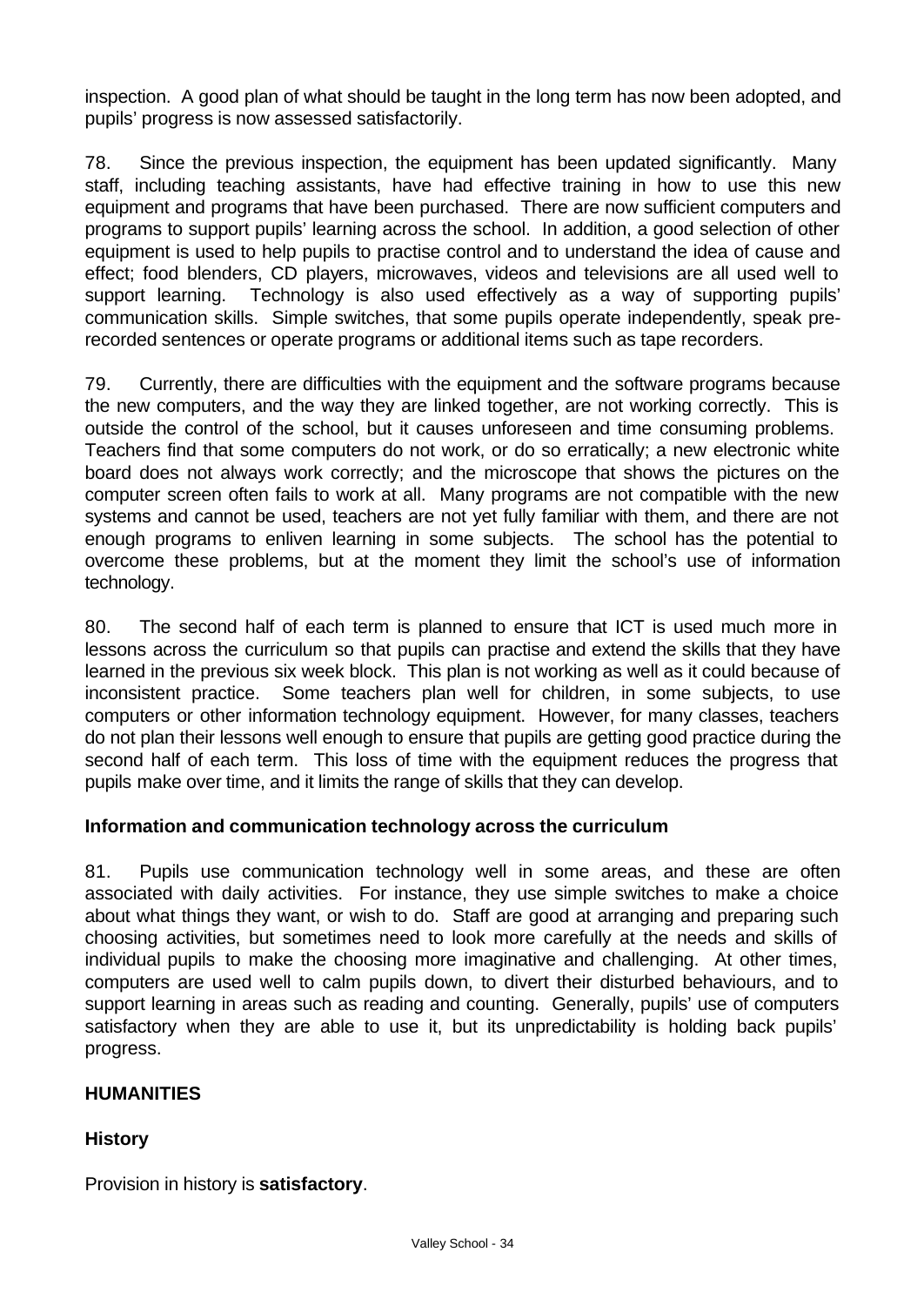inspection. A good plan of what should be taught in the long term has now been adopted, and pupils' progress is now assessed satisfactorily.

78. Since the previous inspection, the equipment has been updated significantly. Many staff, including teaching assistants, have had effective training in how to use this new equipment and programs that have been purchased. There are now sufficient computers and programs to support pupils' learning across the school. In addition, a good selection of other equipment is used to help pupils to practise control and to understand the idea of cause and effect; food blenders, CD players, microwaves, videos and televisions are all used well to support learning. Technology is also used effectively as a way of supporting pupils' communication skills. Simple switches, that some pupils operate independently, speak pre-recorded sentences or operate programs or additional items such as tape recorders.

79. Currently, there are difficulties with the equipment and the software programs because the new computers, and the way they are linked together, are not working correctly. This is outside the control of the school, but it causes unforeseen and time consuming problems. Teachers find that some computers do not work, or do so erratically; a new electronic white board does not always work correctly; and the microscope that shows the pictures on the computer screen often fails to work at all. Many programs are not compatible with the new systems and cannot be used, teachers are not yet fully familiar with them, and there are not enough programs to enliven learning in some subjects. The school has the potential to overcome these problems, but at the moment they limit the school's use of information technology.

80. The second half of each term is planned to ensure that ICT is used much more in lessons across the curriculum so that pupils can practise and extend the skills that they have learned in the previous six week block. This plan is not working as well as it could because of inconsistent practice. Some teachers plan well for children, in some subjects, to use computers or other information technology equipment. However, for many classes, teachers do not plan their lessons well enough to ensure that pupils are getting good practice during the second half of each term. This loss of time with the equipment reduces the progress that pupils make over time, and it limits the range of skills that they can develop.

### Information and communication technology across the curriculum

81. Pupils use communication technology well in some areas, and these are often associated with daily activities. For instance, they use simple switches to make a choice about what things they want, or wish to do. Staff are good at arranging and preparing such choosing activities, but sometimes need to look more carefully at the needs and skills of individual pupils to make the choosing more imaginative and challenging. At other times, computers are used well to calm pupils down, to divert their disturbed behaviours, and to support learning in areas such as reading and counting. Generally, pupils' use of computers satisfactory when they are able to use it, but its unpredictability is holding back pupils' progress.

## HUMANITIES

### History

Provision in history is **satisfactory**.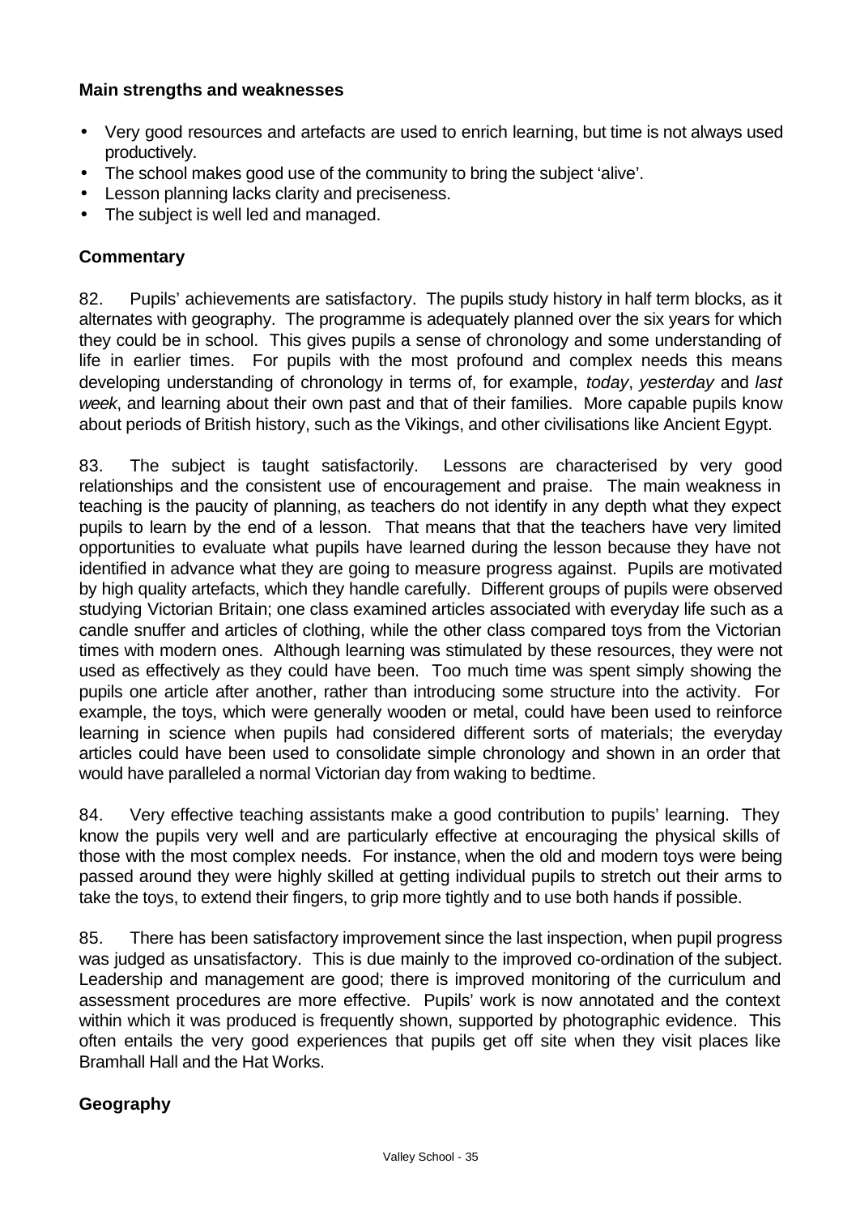### Main strengths and weaknesses

- Very good resources and artefacts are used to enrich learning, but time is not always used productively.
- The school makes good use of the community to bring the subject 'alive'.
- Lesson planning lacks clarity and preciseness.
- The subject is well led and managed.

### Commentary

82. Pupils' achievements are satisfactory. The pupils study history in half term blocks, as it alternates with geography. The programme is adequately planned over the six years for which they could be in school. This gives pupils a sense of chronology and some understanding of life in earlier times. For pupils with the most profound and complex needs this means developing understanding of chronology in terms of, for example, *today*, *yesterday* and *last week*, and learning about their own past and that of their families. More capable pupils know about periods of British history, such as the Vikings, and other civilisations like Ancient Egypt.

83. The subject is taught satisfactorily. Lessons are characterised by very good relationships and the consistent use of encouragement and praise. The main weakness in teaching is the paucity of planning, as teachers do not identify in any depth what they expect pupils to learn by the end of a lesson. That means that the teachers have very limited opportunities to evaluate what pupils have learned during the lesson because they have not identified in advance what they are going to measure progress against. Pupils are motivated by high quality artefacts, which they handle carefully. Different groups of pupils were observed studying Victorian Britain; one class examined articles associated with everyday life such as a candle snuffer and articles of clothing, while the other class compared toys from the Victorian times with modern ones. Although learning was stimulated by these resources, they were not used as effectively as they could have been. Too much time was spent simply showing the pupils one article after another, rather than introducing some structure into the activity. For example, the toys, which were generally wooden or metal, could have been used to reinforce learning in science when pupils had considered different sorts of materials; the everyday articles could have been used to consolidate simple chronology and shown in an order that would have paralleled a normal Victorian day from waking to bedtime.

84. Very effective teaching assistants make a good contribution to pupils' learning. They know the pupils very well and are particularly effective at encouraging the physical skills of those with the most complex needs. For instance, when the old and modern toys were being passed around they were highly skilled at getting individual pupils to stretch out their arms to take the toys, to extend their fingers, to grip more tightly and to use both hands if possible.

85. There has been satisfactory improvement since the last inspection, when pupil progress was judged as unsatisfactory. This is due mainly to the improved co-ordination of the subject. Leadership and management are good; there is improved monitoring of the curriculum and assessment procedures are more effective. Pupils' work is now annotated and the context within which it was produced is frequently shown, supported by photographic evidence. This often entails the very good experiences that pupils get off site when they visit places like Bramhall Hall and the Hat Works.

### Geography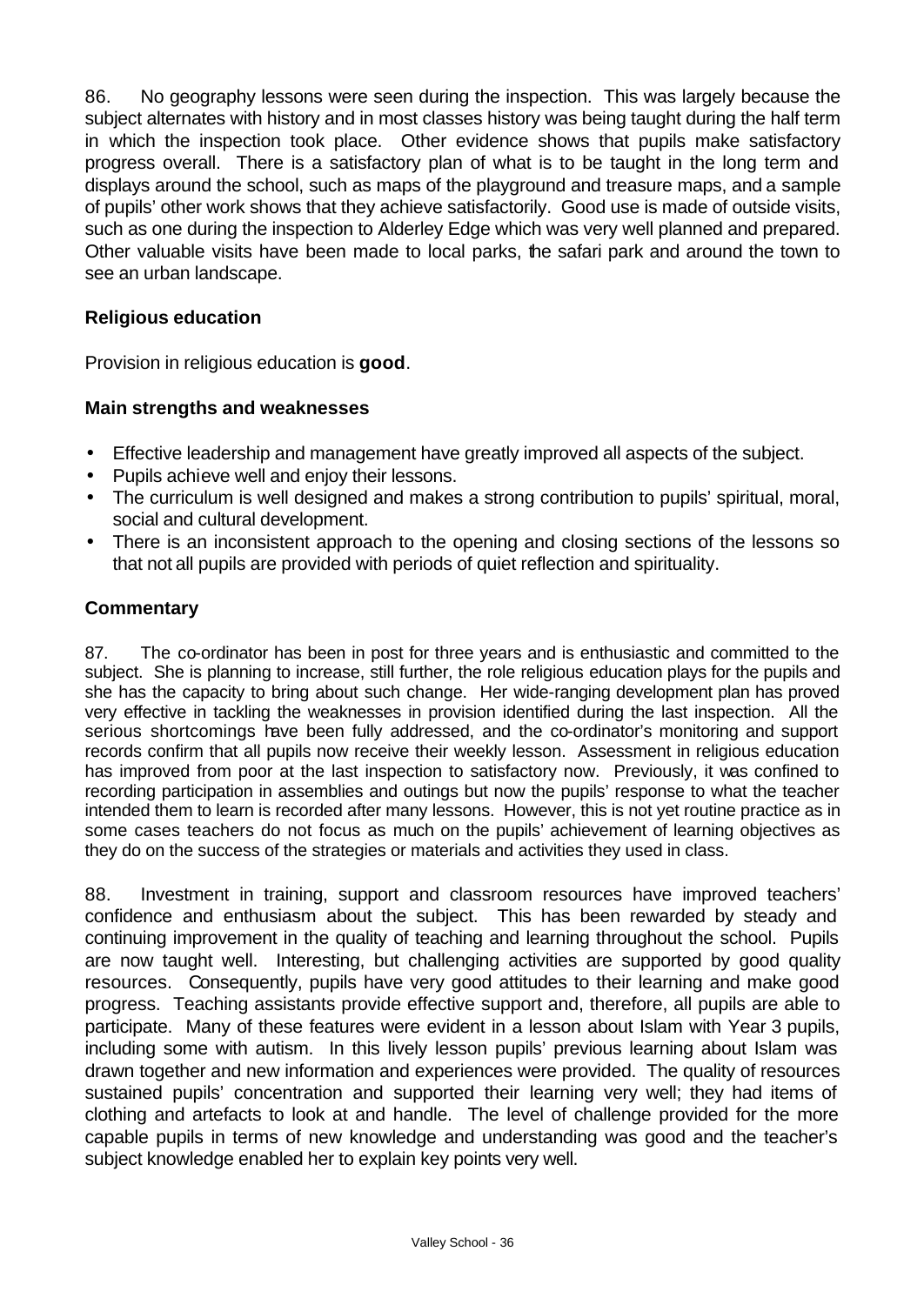86. No geography lessons were seen during the inspection. This was largely because the subject alternates with history and in most classes history was being taught during the half term in which the inspection took place. Other evidence shows that pupils make satisfactory progress overall. There is a satisfactory plan of what is to be taught in the long term and displays around the school, such as maps of the playground and treasure maps, and a sample of pupils' other work shows that they achieve satisfactorily. Good use is made of outside visits, such as one during the inspection to Alderley Edge which was very well planned and prepared. Other valuable visits have been made to local parks, the safari park and around the town to see an urban landscape.

### Religious education

Provision in religious education is **good**.

### Main strengths and weaknesses

- Effective leadership and management have greatly improved all aspects of the subject.
- Pupils achieve well and enjoy their lessons.
- The curriculum is well designed and makes a strong contribution to pupils' spiritual, moral, social and cultural development.
- There is an inconsistent approach to the opening and closing sections of the lessons so that not all pupils are provided with periods of quiet reflection and spirituality.

### Commentary

87. The co-ordinator has been in post for three years and is enthusiastic and committed to the subject. She is planning to increase, still further, the role religious education plays for the pupils and she has the capacity to bring about such change. Her wide-ranging development plan has proved very effective in tackling the weaknesses in provision identified during the last inspection. All the serious shortcomings have been fully addressed, and the co-ordinator's monitoring and support records confirm that all pupils now receive their weekly lesson. Assessment in religious education has improved from poor at the last inspection to satisfactory now. Previously, it was confined to recording participation in assemblies and outings but now the pupils' response to what the teacher intended them to learn is recorded after many lessons. However, this is not yet routine practice as in some cases teachers do not focus as much on the pupils' achievement of learning objectives as they do on the success of the strategies or materials and activities they used in class.

88. Investment in training, support and classroom resources have improved teachers' confidence and enthusiasm about the subject. This has been rewarded by steady and continuing improvement in the quality of teaching and learning throughout the school. Pupils are now taught well. Interesting, but challenging activities are supported by good quality resources. Consequently, pupils have very good attitudes to their learning and make good progress. Teaching assistants provide effective support and, therefore, all pupils are able to participate. Many of these features were evident in a lesson about Islam with Year 3 pupils, including some with autism. In this lively lesson pupils' previous learning about Islam was drawn together and new information and experiences were provided. The quality of resources sustained pupils' concentration and supported their learning very well; they had items of clothing and artefacts to look at and handle. The level of challenge provided for the more capable pupils in terms of new knowledge and understanding was good and the teacher's subject knowledge enabled her to explain key points very well.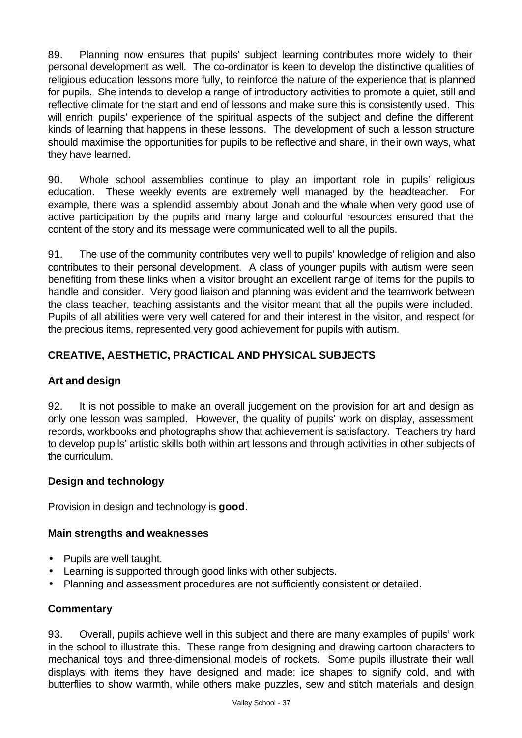89. Planning now ensures that pupils' subject learning contributes more widely to their personal development as well. The co-ordinator is keen to develop the distinctive qualities of religious education lessons more fully, to reinforce the nature of the experience that is planned for pupils. She intends to develop a range of introductory activities to promote a quiet, still and reflective climate for the start and end of lessons and make sure this is consistently used. This will enrich pupils' experience of the spiritual aspects of the subject and define the different kinds of learning that happens in these lessons. The development of such a lesson structure should maximise the opportunities for pupils to be reflective and share, in their own ways, what they have learned.

90. Whole school assemblies continue to play an important role in pupils' religious education. These weekly events are extremely well managed by the headteacher. For example, there was a splendid assembly about Jonah and the whale when very good use of active participation by the pupils and many large and colourful resources ensured that the content of the story and its message were communicated well to all the pupils.

91. The use of the community contributes very well to pupils' knowledge of religion and also contributes to their personal development. A class of younger pupils with autism were seen benefiting from these links when a visitor brought an excellent range of items for the pupils to handle and consider. Very good liaison and planning was evident and the teamwork between the class teacher, teaching assistants and the visitor meant that all the pupils were included. Pupils of all abilities were very well catered for and their interest in the visitor, and respect for the precious items, represented very good achievement for pupils with autism.

## CREATIVE, AESTHETIC, PRACTICAL AND PHYSICAL SUBJECTS

### Art and design

92. It is not possible to make an overall judgement on the provision for art and design as only one lesson was sampled. However, the quality of pupils' work on display, assessment records, workbooks and photographs show that achievement is satisfactory. Teachers try hard to develop pupils' artistic skills both within art lessons and through activities in other subjects of the curriculum.

### Design and technology

Provision in design and technology is **good**.

#### Main strengths and weaknesses

- Pupils are well taught.
- Learning is supported through good links with other subjects.
- Planning and assessment procedures are not sufficiently consistent or detailed.

#### Commentary

93. Overall, pupils achieve well in this subject and there are many examples of pupils' work in the school to illustrate this. These range from designing and drawing cartoon characters to mechanical toys and three-dimensional models of rockets. Some pupils illustrate their wall displays with items they have designed and made; ice shapes to signify cold, and with butterflies to show warmth, while others make puzzles, sew and stitch materials and design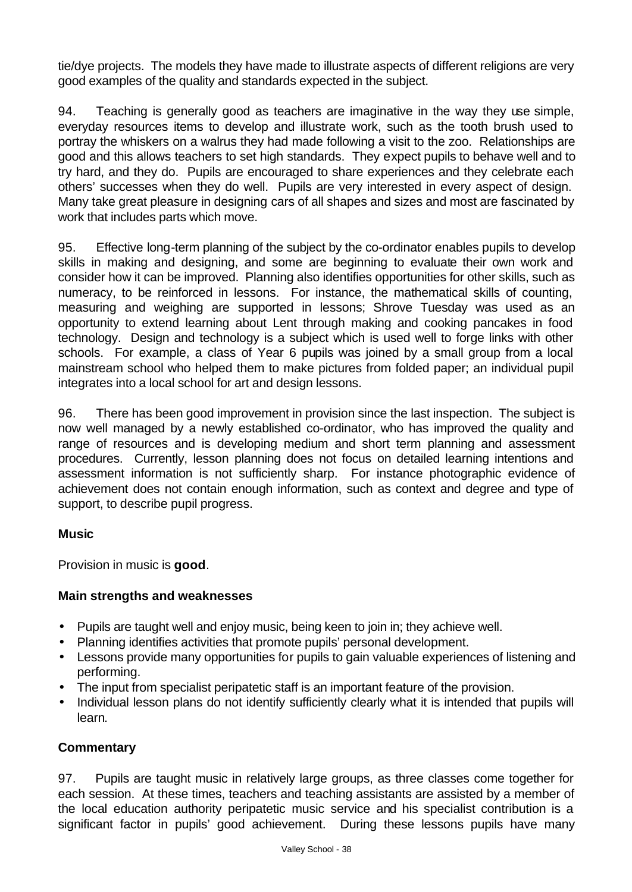tie/dye projects. The models they have made to illustrate aspects of different religions are very good examples of the quality and standards expected in the subject.

94. Teaching is generally good as teachers are imaginative in the way they use simple, everyday resources items to develop and illustrate work, such as the tooth brush used to portray the whiskers on a walrus they had made following a visit to the zoo. Relationships are good and this allows teachers to set high standards. They expect pupils to behave well and to try hard, and they do. Pupils are encouraged to share experiences and they celebrate each others' successes when they do well. Pupils are very interested in every aspect of design. Many take great pleasure in designing cars of all shapes and sizes and most are fascinated by work that includes parts which move.

95. Effective long-term planning of the subject by the co-ordinator enables pupils to develop skills in making and designing, and some are beginning to evaluate their own work and consider how it can be improved. Planning also identifies opportunities for other skills, such as numeracy, to be reinforced in lessons. For instance, the mathematical skills of counting, measuring and weighing are supported in lessons; Shrove Tuesday was used as an opportunity to extend learning about Lent through making and cooking pancakes in food technology. Design and technology is a subject which is used well to forge links with other schools. For example, a class of Year 6 pupils was joined by a small group from a local mainstream school who helped them to make pictures from folded paper; an individual pupil integrates into a local school for art and design lessons.

96. There has been good improvement in provision since the last inspection. The subject is now well managed by a newly established co-ordinator, who has improved the quality and range of resources and is developing medium and short term planning and assessment procedures. Currently, lesson planning does not focus on detailed learning intentions and assessment information is not sufficiently sharp. For instance photographic evidence of achievement does not contain enough information, such as context and degree and type of support, to describe pupil progress.

## Music

Provision in music is **good**.

### Main strengths and weaknesses

- Pupils are taught well and enjoy music, being keen to join in; they achieve well.
- Planning identifies activities that promote pupils' personal development.
- Lessons provide many opportunities for pupils to gain valuable experiences of listening and performing.
- The input from specialist peripatetic staff is an important feature of the provision.
- Individual lesson plans do not identify sufficiently clearly what it is intended that pupils will learn.

### Commentary

97. Pupils are taught music in relatively large groups, as three classes come together for each session. At these times, teachers and teaching assistants are assisted by a member of the local education authority peripatetic music service and his specialist contribution is a significant factor in pupils' good achievement. During these lessons pupils have many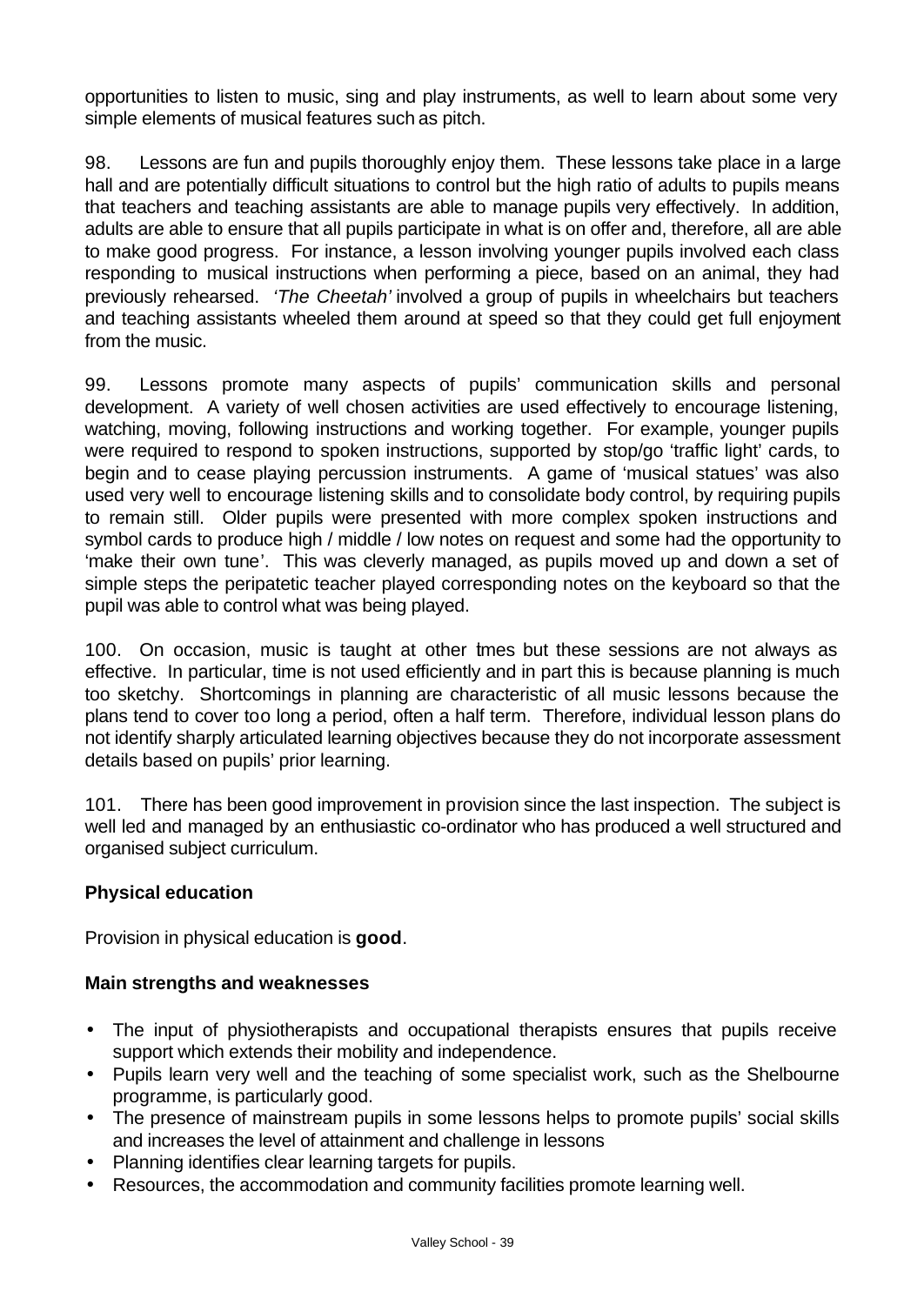opportunities to listen to music, sing and play instruments, as well to learn about some very simple elements of musical features such as pitch.

98. Lessons are fun and pupils thoroughly enjoy them. These lessons take place in a large hall and are potentially difficult situations to control but the high ratio of adults to pupils means that teachers and teaching assistants are able to manage pupils very effectively. In addition, adults are able to ensure that all pupils participate in what is on offer and, therefore, all are able to make good progress. For instance, a lesson involving younger pupils involved each class responding to musical instructions when performing a piece, based on an animal, they had previously rehearsed. *'The Cheetah'* involved a group of pupils in wheelchairs but teachers and teaching assistants wheeled them around at speed so that they could get full enjoyment from the music.

99. Lessons promote many aspects of pupils' communication skills and personal development. A variety of well chosen activities are used effectively to encourage listening, watching, moving, following instructions and working together. For example, younger pupils were required to respond to spoken instructions, supported by stop/go 'traffic light' cards, to begin and to cease playing percussion instruments. A game of 'musical statues' was also used very well to encourage listening skills and to consolidate body control, by requiring pupils to remain still. Older pupils were presented with more complex spoken instructions and symbol cards to produce high / middle / low notes on request and some had the opportunity to 'make their own tune'. This was cleverly managed, as pupils moved up and down a set of simple steps the peripatetic teacher played corresponding notes on the keyboard so that the pupil was able to control what was being played.

100. On occasion, music is taught at other times but these sessions are not always as effective. In particular, time is not used efficiently and in part this is because planning is much too sketchy. Shortcomings in planning are characteristic of all music lessons because the plans tend to cover too long a period, often a half term. Therefore, individual lesson plans do not identify sharply articulated learning objectives because they do not incorporate assessment details based on pupils' prior learning.

101. There has been good improvement in provision since the last inspection. The subject is well led and managed by an enthusiastic co-ordinator who has produced a well structured and organised subject curriculum.

### Physical education

Provision in physical education is **good**.

### Main strengths and weaknesses

- The input of physiotherapists and occupational therapists ensures that pupils receive support which extends their mobility and independence.
- Pupils learn very well and the teaching of some specialist work, such as the Shelbourne programme, is particularly good.
- The presence of mainstream pupils in some lessons helps to promote pupils' social skills and increases the level of attainment and challenge in lessons
- Planning identifies clear learning targets for pupils.
- Resources, the accommodation and community facilities promote learning well.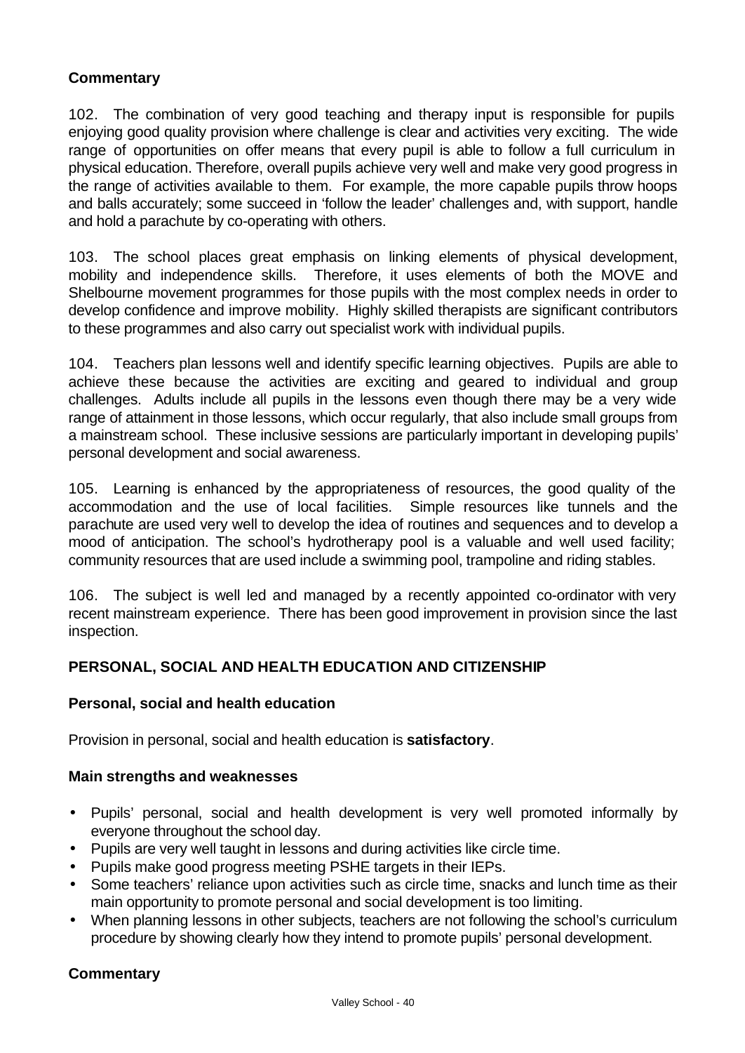**Commentary**

102. The combination of very good teaching and therapy input is responsible for pupils enjoying good quality provision where challenge is clear and activities very exciting. The wide range of opportunities on offer means that every pupil is able to follow a full curriculum in physical education. Therefore, overall pupils achieve very well and make very good progress in the range of activities available to them. For example, the more capable pupils throw hoops and balls accurately; some succeed in 'follow the leader' challenges and, with support, handle and hold a parachute by co-operating with others.

103. The school places great emphasis on linking elements of physical development, mobility and independence skills. Therefore, it uses elements of both the MOVE and Shelbourne movement programmes for those pupils with the most complex needs in order to develop confidence and improve mobility. Highly skilled therapists are significant contributors to these programmes and also carry out specialist work with individual pupils.

104. Teachers plan lessons well and identify specific learning objectives. Pupils are able to achieve these because the activities are exciting and geared to individual and group challenges. Adults include all pupils in the lessons even though there may be a very wide range of attainment in those lessons, which occur regularly, that also include small groups from a mainstream school. These inclusive sessions are particularly important in developing pupils' personal development and social awareness.

105. Learning is enhanced by the appropriateness of resources, the good quality of the accommodation and the use of local facilities. Simple resources like tunnels and the parachute are used very well to develop the idea of routines and sequences and to develop a mood of anticipation. The school's hydrotherapy pool is a valuable and well used facility; community resources that are used include a swimming pool, trampoline and riding stables.

106. The subject is well led and managed by a recently appointed co-ordinator with very recent mainstream experience. There has been good improvement in provision since the last inspection.

## PERSONAL, SOCIAL AND HEALTH EDUCATION AND CITIZENSHIP

### Personal, social and health education

Provision in personal, social and health education is **satisfactory**.

**Main strengths and weaknesses**

- Pupils' personal, social and health development is very well promoted informally by everyone throughout the school day.
- Pupils are very well taught in lessons and during activities like circle time.
- Pupils make good progress meeting PSHE targets in their IEPs.
- Some teachers' reliance upon activities such as circle time, snacks and lunch time as their main opportunity to promote personal and social development is too limiting.
- When planning lessons in other subjects, teachers are not following the school's curriculum procedure by showing clearly how they intend to promote pupils' personal development.

**Commentary**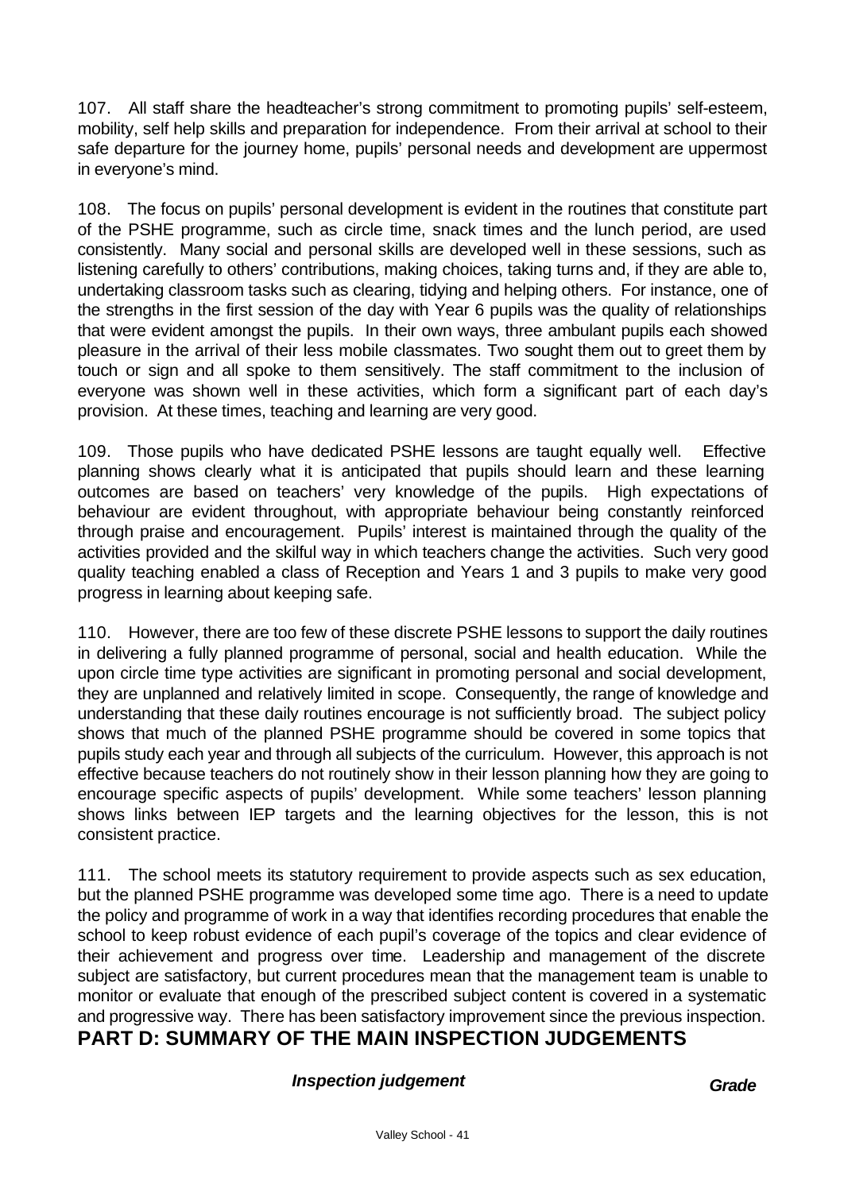107. All staff share the headteacher's strong commitment to promoting pupils' self-esteem, mobility, self help skills and preparation for independence. From their arrival at school to their safe departure for the journey home, pupils' personal needs and development are uppermost in everyone's mind.

108. The focus on pupils' personal development is evident in the routines that constitute part of the PSHE programme, such as circle time, snack times and the lunch period, are used consistently. Many social and personal skills are developed well in these sessions, such as listening carefully to others' contributions, making choices, taking turns and, if they are able to, undertaking classroom tasks such as clearing, tidying and helping others. For instance, one of the strengths in the first session of the day with Year 6 pupils was the quality of relationships that were evident amongst the pupils. In their own ways, three ambulant pupils each showed pleasure in the arrival of their less mobile classmates. Two sought them out to greet them by touch or sign and all spoke to them sensitively. The staff commitment to the inclusion of everyone was shown well in these activities, which form a significant part of each day's provision. At these times, teaching and learning are very good.

109. Those pupils who have dedicated PSHE lessons are taught equally well. Effective planning shows clearly what it is anticipated that pupils should learn and these learning outcomes are based on teachers' very knowledge of the pupils. High expectations of behaviour are evident throughout, with appropriate behaviour being constantly reinforced through praise and encouragement. Pupils' interest is maintained through the quality of the activities provided and the skilful way in which teachers change the activities. Such very good quality teaching enabled a class of Reception and Years 1 and 3 pupils to make very good progress in learning about keeping safe.

110. However, there are too few of these discrete PSHE lessons to support the daily routines in delivering a fully planned programme of personal, social and health education. While the upon circle time type activities are significant in promoting personal and social development, they are unplanned and relatively limited in scope. Consequently, the range of knowledge and understanding that these daily routines encourage is not sufficiently broad. The subject policy shows that much of the planned PSHE programme should be covered in some topics that pupils study each year and through all subjects of the curriculum. However, this approach is not effective because teachers do not routinely show in their lesson planning how they are going to encourage specific aspects of pupils' development. While some teachers' lesson planning shows links between IEP targets and the learning objectives for the lesson, this is not consistent practice.

111. The school meets its statutory requirement to provide aspects such as sex education, but the planned PSHE programme was developed some time ago. There is a need to update the policy and programme of work in a way that identifies recording procedures that enable the school to keep robust evidence of each pupil's coverage of the topics and clear evidence of their achievement and progress over time. Leadership and management of the discrete subject are satisfactory, but current procedures mean that the management team is unable to monitor or evaluate that enough of the prescribed subject content is covered in a systematic and progressive way. There has been satisfactory improvement since the previous inspection.

# PART D: SUMMARY OF THE MAIN INSPECTION JUDGEMENTS

| ***Inspection judgement*** | ***Grade*** |
|---|---|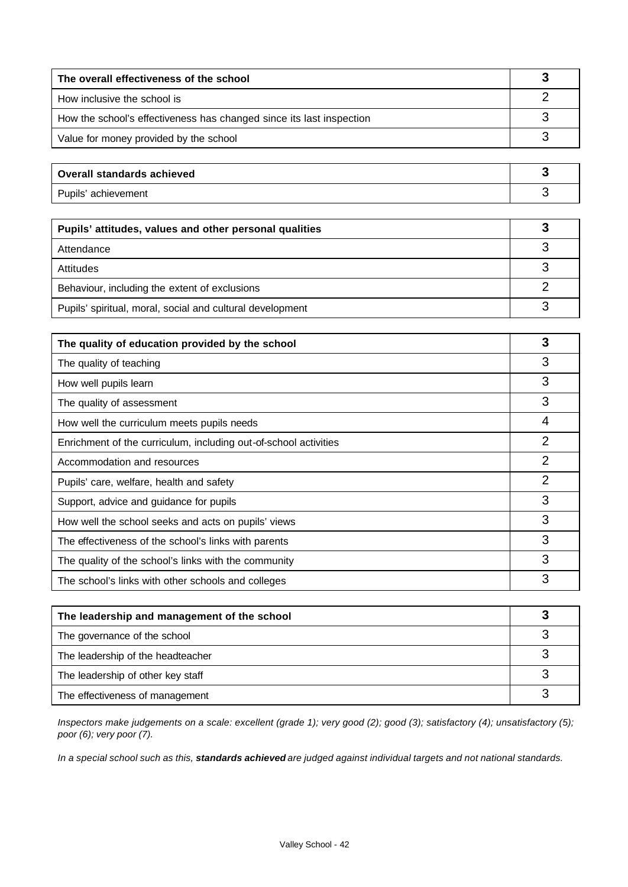| | |
|---|---|
| **The overall effectiveness of the school** | **3** |
| How inclusive the school is | 2 |
| How the school's effectiveness has changed since its last inspection | 3 |
| Value for money provided by the school | 3 |

| | |
|---|---|
| **Overall standards achieved** | **3** |
| Pupils' achievement | 3 |

| | |
|---|---|
| **Pupils' attitudes, values and other personal qualities** | **3** |
| Attendance | 3 |
| Attitudes | 3 |
| Behaviour, including the extent of exclusions | 2 |
| Pupils' spiritual, moral, social and cultural development | 3 |

| | |
|---|---|
| **The quality of education provided by the school** | **3** |
| The quality of teaching | 3 |
| How well pupils learn | 3 |
| The quality of assessment | 3 |
| How well the curriculum meets pupils needs | 4 |
| Enrichment of the curriculum, including out-of-school activities | 2 |
| Accommodation and resources | 2 |
| Pupils' care, welfare, health and safety | 2 |
| Support, advice and guidance for pupils | 3 |
| How well the school seeks and acts on pupils' views | 3 |
| The effectiveness of the school's links with parents | 3 |
| The quality of the school's links with the community | 3 |
| The school's links with other schools and colleges | 3 |

| | |
|---|---|
| **The leadership and management of the school** | **3** |
| The governance of the school | 3 |
| The leadership of the headteacher | 3 |
| The leadership of other key staff | 3 |
| The effectiveness of management | 3 |

*Inspectors make judgements on a scale: excellent (grade 1); very good (2); good (3); satisfactory (4); unsatisfactory (5); poor (6); very poor (7).*

*In a special school such as this,* ***standards achieved*** *are judged against individual targets and not national standards.*